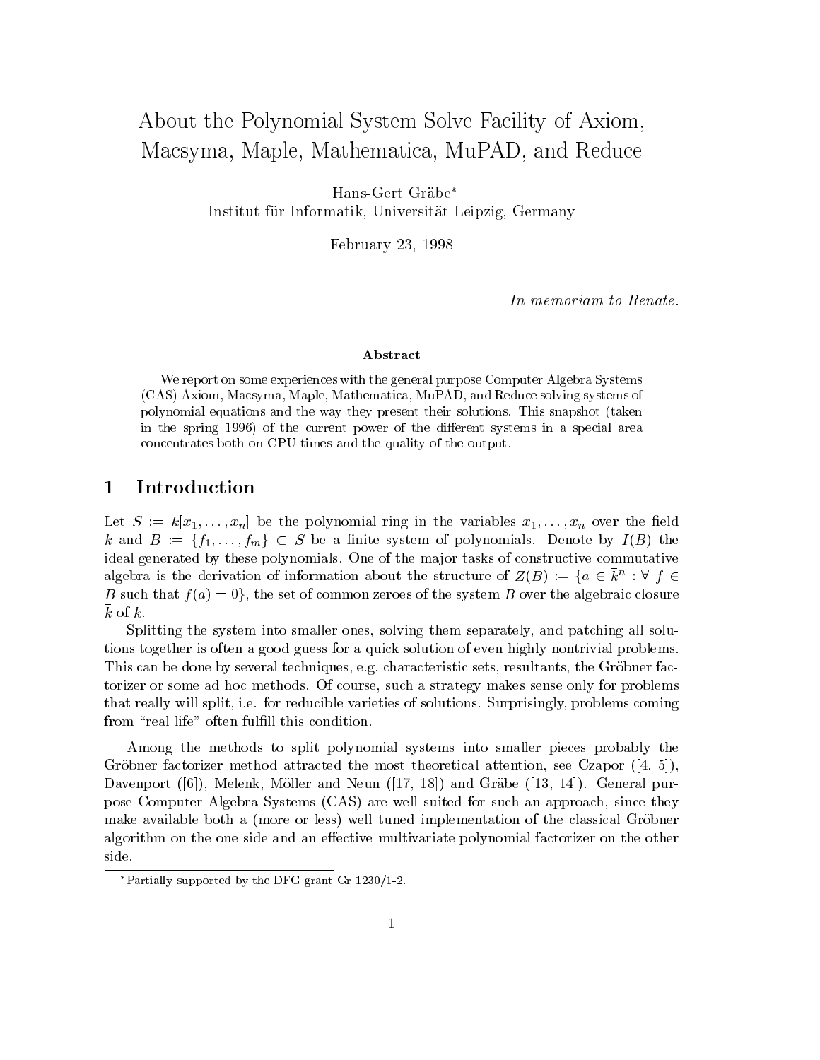# About the Polynomial System Solve Facility of Axiom, Macsyma, Maple, Mathematica, MuPAD, and Reduce

Hans-Gert Gräbe*
Institut für Informatik, Universität Leipzig, Germany

February 23, 1998

*In memoriam to Renate.*

### Abstract

We report on some experiences with the general purpose Computer Algebra Systems (CAS) Axiom, Macsyma, Maple, Mathematica, MuPAD, and Reduce solving systems of polynomial equations and the way they present their solutions. This snapshot (taken in the spring 1996) of the current power of the different systems in a special area concentrates both on CPU-times and the quality of the output.

## 1 Introduction

Let $S := k[x_1, \ldots, x_n]$ be the polynomial ring in the variables $x_1, \ldots, x_n$ over the field $k$ and $B := \{f_1, \ldots, f_m\} \subset S$ be a finite system of polynomials. Denote by $I(B)$ the ideal generated by these polynomials. One of the major tasks of constructive commutative algebra is the derivation of information about the structure of $Z(B) := \{a \in \bar{k}^n : \forall\ f \in B$ such that $f(a) = 0\}$, the set of common zeroes of the system $B$ over the algebraic closure $\bar{k}$ of $k$.

Splitting the system into smaller ones, solving them separately, and patching all solutions together is often a good guess for a quick solution of even highly nontrivial problems. This can be done by several techniques, e.g. characteristic sets, resultants, the Gröbner factorizer or some ad hoc methods. Of course, such a strategy makes sense only for problems that really will split, i.e. for reducible varieties of solutions. Surprisingly, problems coming from "real life" often fulfill this condition.

Among the methods to split polynomial systems into smaller pieces probably the Gröbner factorizer method attracted the most theoretical attention, see Czapor ([4, 5]), Davenport ([6]), Melenk, Möller and Neun ([17, 18]) and Gräbe ([13, 14]). General purpose Computer Algebra Systems (CAS) are well suited for such an approach, since they make available both a (more or less) well tuned implementation of the classical Gröbner algorithm on the one side and an effective multivariate polynomial factorizer on the other side.

*Partially supported by the DFG grant Gr 1230/1-2.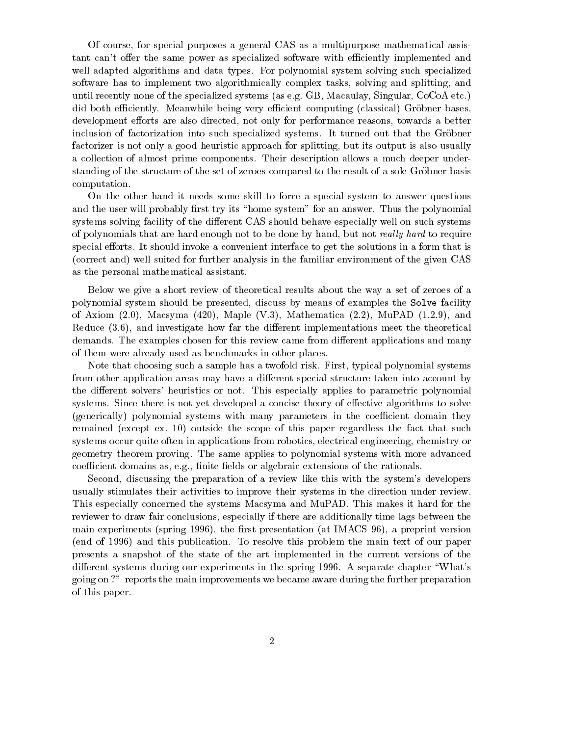Of course, for special purposes a general CAS as a multipurpose mathematical assistant can't offer the same power as specialized software with efficiently implemented and well adapted algorithms and data types. For polynomial system solving such specialized software has to implement two algorithmically complex tasks, solving and splitting, and until recently none of the specialized systems (as e.g. GB, Macaulay, Singular, CoCoA etc.) did both efficiently. Meanwhile being very efficient computing (classical) Gröbner bases, development efforts are also directed, not only for performance reasons, towards a better inclusion of factorization into such specialized systems. It turned out that the Gröbner factorizer is not only a good heuristic approach for splitting, but its output is also usually a collection of almost prime components. Their description allows a much deeper understanding of the structure of the set of zeroes compared to the result of a sole Gröbner basis computation.

On the other hand it needs some skill to force a special system to answer questions and the user will probably first try its "home system" for an answer. Thus the polynomial systems solving facility of the different CAS should behave especially well on such systems of polynomials that are hard enough not to be done by hand, but not *really hard* to require special efforts. It should invoke a convenient interface to get the solutions in a form that is (correct and) well suited for further analysis in the familiar environment of the given CAS as the personal mathematical assistant.

Below we give a short review of theoretical results about the way a set of zeroes of a polynomial system should be presented, discuss by means of examples the `Solve` facility of Axiom (2.0), Macsyma (420), Maple (V.3), Mathematica (2.2), MuPAD (1.2.9), and Reduce (3.6), and investigate how far the different implementations meet the theoretical demands. The examples chosen for this review came from different applications and many of them were already used as benchmarks in other places.

Note that choosing such a sample has a twofold risk. First, typical polynomial systems from other application areas may have a different special structure taken into account by the different solvers' heuristics or not. This especially applies to parametric polynomial systems. Since there is not yet developed a concise theory of effective algorithms to solve (generically) polynomial systems with many parameters in the coefficient domain they remained (except ex. 10) outside the scope of this paper regardless the fact that such systems occur quite often in applications from robotics, electrical engineering, chemistry or geometry theorem proving. The same applies to polynomial systems with more advanced coefficient domains as, e.g., finite fields or algebraic extensions of the rationals.

Second, discussing the preparation of a review like this with the system's developers usually stimulates their activities to improve their systems in the direction under review. This especially concerned the systems Macsyma and MuPAD. This makes it hard for the reviewer to draw fair conclusions, especially if there are additionally time lags between the main experiments (spring 1996), the first presentation (at IMACS 96), a preprint version (end of 1996) and this publication. To resolve this problem the main text of our paper presents a snapshot of the state of the art implemented in the current versions of the different systems during our experiments in the spring 1996. A separate chapter "What's going on ?" reports the main improvements we became aware during the further preparation of this paper.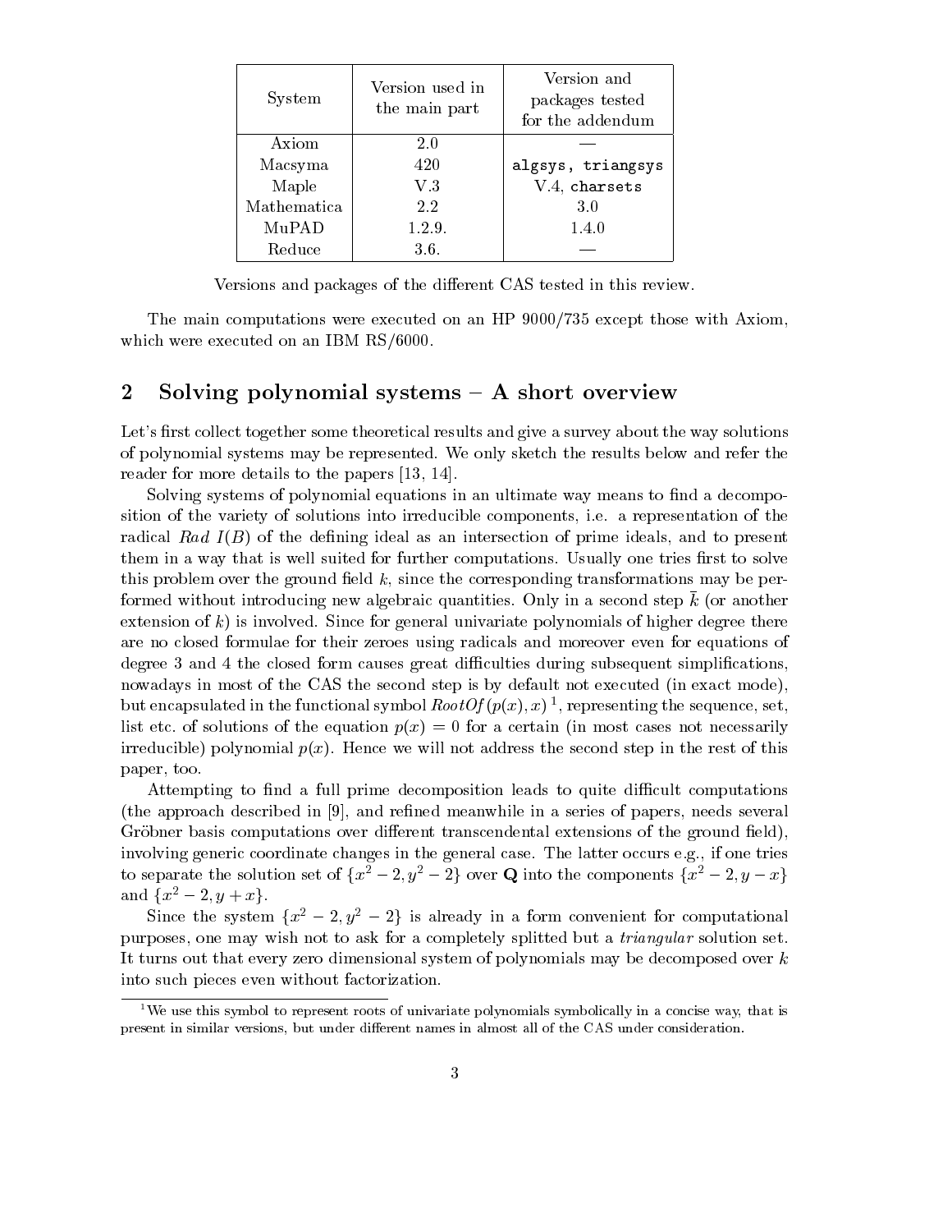| System | Version used in the main part | Version and packages tested for the addendum |
|---|---|---|
| Axiom | 2.0 | — |
| Macsyma | 420 | `algsys, triangsys` |
| Maple | V.3 | V.4, `charsets` |
| Mathematica | 2.2 | 3.0 |
| MuPAD | 1.2.9. | 1.4.0 |
| Reduce | 3.6. | — |

Versions and packages of the different CAS tested in this review.

The main computations were executed on an HP 9000/735 except those with Axiom, which were executed on an IBM RS/6000.

## 2 Solving polynomial systems – A short overview

Let's first collect together some theoretical results and give a survey about the way solutions of polynomial systems may be represented. We only sketch the results below and refer the reader for more details to the papers [13, 14].

Solving systems of polynomial equations in an ultimate way means to find a decomposition of the variety of solutions into irreducible components, i.e. a representation of the radical $Rad\ I(B)$ of the defining ideal as an intersection of prime ideals, and to present them in a way that is well suited for further computations. Usually one tries first to solve this problem over the ground field $k$, since the corresponding transformations may be performed without introducing new algebraic quantities. Only in a second step $\bar{k}$ (or another extension of $k$) is involved. Since for general univariate polynomials of higher degree there are no closed formulae for their zeroes using radicals and moreover even for equations of degree 3 and 4 the closed form causes great difficulties during subsequent simplifications, nowadays in most of the CAS the second step is by default not executed (in exact mode), but encapsulated in the functional symbol $RootOf(p(x), x)$ [1], representing the sequence, set, list etc. of solutions of the equation $p(x) = 0$ for a certain (in most cases not necessarily irreducible) polynomial $p(x)$. Hence we will not address the second step in the rest of this paper, too.

Attempting to find a full prime decomposition leads to quite difficult computations (the approach described in [9], and refined meanwhile in a series of papers, needs several Gröbner basis computations over different transcendental extensions of the ground field), involving generic coordinate changes in the general case. The latter occurs e.g., if one tries to separate the solution set of $\{x^2 - 2, y^2 - 2\}$ over $\mathbf{Q}$ into the components $\{x^2 - 2, y - x\}$ and $\{x^2 - 2, y + x\}$.

Since the system $\{x^2 - 2, y^2 - 2\}$ is already in a form convenient for computational purposes, one may wish not to ask for a completely splitted but a *triangular* solution set. It turns out that every zero dimensional system of polynomials may be decomposed over $k$ into such pieces even without factorization.

[1] We use this symbol to represent roots of univariate polynomials symbolically in a concise way, that is present in similar versions, but under different names in almost all of the CAS under consideration.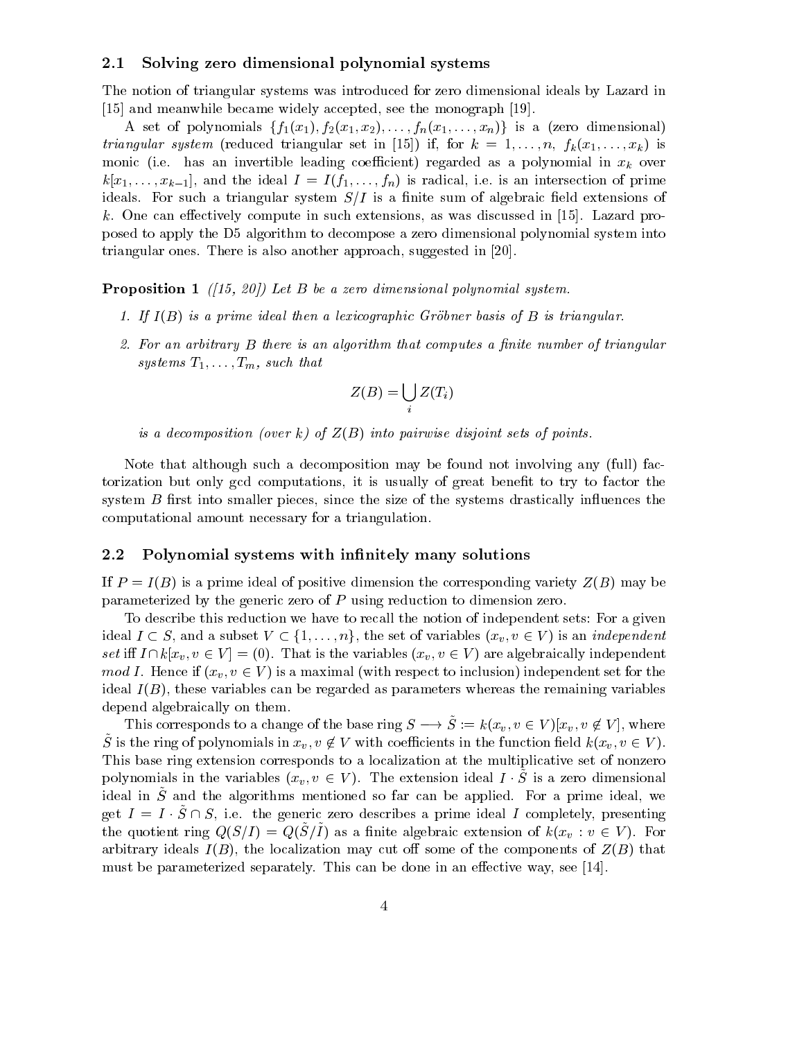### 2.1 Solving zero dimensional polynomial systems

The notion of triangular systems was introduced for zero dimensional ideals by Lazard in [15] and meanwhile became widely accepted, see the monograph [19].

A set of polynomials $\{f_1(x_1), f_2(x_1, x_2), \ldots, f_n(x_1, \ldots, x_n)\}$ is a (zero dimensional) *triangular system* (reduced triangular set in [15]) if, for $k = 1, \ldots, n$, $f_k(x_1, \ldots, x_k)$ is monic (i.e. has an invertible leading coefficient) regarded as a polynomial in $x_k$ over $k[x_1, \ldots, x_{k-1}]$, and the ideal $I = I(f_1, \ldots, f_n)$ is radical, i.e. is an intersection of prime ideals. For such a triangular system $S/I$ is a finite sum of algebraic field extensions of $k$. One can effectively compute in such extensions, as was discussed in [15]. Lazard proposed to apply the D5 algorithm to decompose a zero dimensional polynomial system into triangular ones. There is also another approach, suggested in [20].

**Proposition 1** *([15, 20]) Let $B$ be a zero dimensional polynomial system.*

1. *If $I(B)$ is a prime ideal then a lexicographic Gröbner basis of $B$ is triangular.*
2. *For an arbitrary $B$ there is an algorithm that computes a finite number of triangular systems $T_1, \ldots, T_m$, such that*
$$Z(B) = \bigcup_i Z(T_i)$$
*is a decomposition (over $k$) of $Z(B)$ into pairwise disjoint sets of points.*

Note that although such a decomposition may be found not involving any (full) factorization but only gcd computations, it is usually of great benefit to try to factor the system $B$ first into smaller pieces, since the size of the systems drastically influences the computational amount necessary for a triangulation.

### 2.2 Polynomial systems with infinitely many solutions

If $P = I(B)$ is a prime ideal of positive dimension the corresponding variety $Z(B)$ may be parameterized by the generic zero of $P$ using reduction to dimension zero.

To describe this reduction we have to recall the notion of independent sets: For a given ideal $I \subset S$, and a subset $V \subset \{1, \ldots, n\}$, the set of variables $(x_v, v \in V)$ is an *independent set* iff $I \cap k[x_v, v \in V] = (0)$. That is the variables $(x_v, v \in V)$ are algebraically independent *mod* $I$. Hence if $(x_v, v \in V)$ is a maximal (with respect to inclusion) independent set for the ideal $I(B)$, these variables can be regarded as parameters whereas the remaining variables depend algebraically on them.

This corresponds to a change of the base ring $S \longrightarrow \tilde{S} := k(x_v, v \in V)[x_v, v \notin V]$, where $\tilde{S}$ is the ring of polynomials in $x_v, v \notin V$ with coefficients in the function field $k(x_v, v \in V)$. This base ring extension corresponds to a localization at the multiplicative set of nonzero polynomials in the variables $(x_v, v \in V)$. The extension ideal $I \cdot \tilde{S}$ is a zero dimensional ideal in $\tilde{S}$ and the algorithms mentioned so far can be applied. For a prime ideal, we get $I = I \cdot \tilde{S} \cap S$, i.e. the generic zero describes a prime ideal $I$ completely, presenting the quotient ring $Q(S/I) = Q(\tilde{S}/\tilde{I})$ as a finite algebraic extension of $k(x_v : v \in V)$. For arbitrary ideals $I(B)$, the localization may cut off some of the components of $Z(B)$ that must be parameterized separately. This can be done in an effective way, see [14].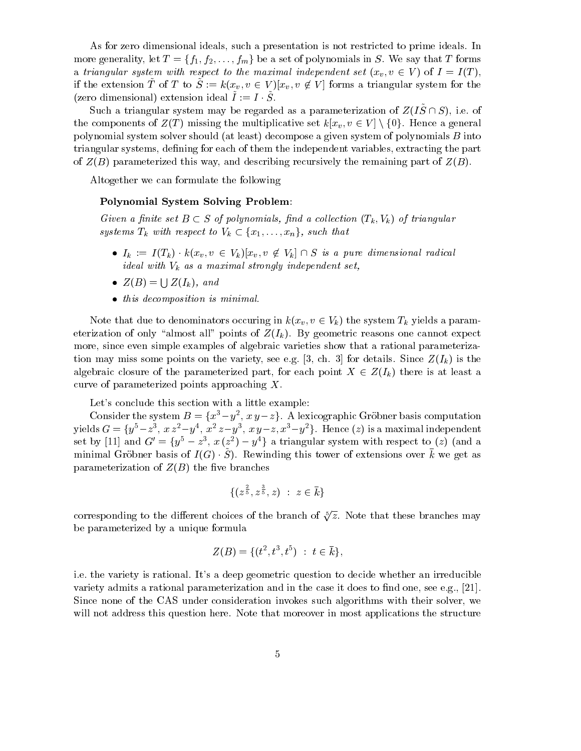As for zero dimensional ideals, such a presentation is not restricted to prime ideals. In more generality, let $T = \{f_1, f_2, \ldots, f_m\}$ be a set of polynomials in $S$. We say that $T$ forms a *triangular system with respect to the maximal independent set* $(x_v, v \in V)$ of $I = I(T)$, if the extension $\tilde{T}$ of $T$ to $\tilde{S} := k(x_v, v \in V)[x_v, v \notin V]$ forms a triangular system for the (zero dimensional) extension ideal $\tilde{I} := I \cdot \tilde{S}$.

Such a triangular system may be regarded as a parameterization of $Z(I\tilde{S} \cap S)$, i.e. of the components of $Z(T)$ missing the multiplicative set $k[x_v, v \in V] \setminus \{0\}$. Hence a general polynomial system solver should (at least) decompose a given system of polynomials $B$ into triangular systems, defining for each of them the independent variables, extracting the part of $Z(B)$ parameterized this way, and describing recursively the remaining part of $Z(B)$.

Altogether we can formulate the following

**Polynomial System Solving Problem**:

*Given a finite set $B \subset S$ of polynomials, find a collection $(T_k, V_k)$ of triangular systems $T_k$ with respect to $V_k \subset \{x_1, \ldots, x_n\}$, such that*

- *$I_k := I(T_k) \cdot k(x_v, v \in V_k)[x_v, v \notin V_k] \cap S$ is a pure dimensional radical ideal with $V_k$ as a maximal strongly independent set,*
- *$Z(B) = \bigcup Z(I_k)$, and*
- *this decomposition is minimal.*

Note that due to denominators occuring in $k(x_v, v \in V_k)$ the system $T_k$ yields a parameterization of only "almost all" points of $Z(I_k)$. By geometric reasons one cannot expect more, since even simple examples of algebraic varieties show that a rational parameterization may miss some points on the variety, see e.g. [3, ch. 3] for details. Since $Z(I_k)$ is the algebraic closure of the parameterized part, for each point $X \in Z(I_k)$ there is at least a curve of parameterized points approaching $X$.

Let's conclude this section with a little example:

Consider the system $B = \{x^3 - y^2, x\,y - z\}$. A lexicographic Gröbner basis computation yields $G = \{y^5 - z^3, x\,z^2 - y^4, x^2\,z - y^3, x\,y - z, x^3 - y^2\}$. Hence $(z)$ is a maximal independent set by [11] and $G' = \{y^5 - z^3, x\,(z^2) - y^4\}$ a triangular system with respect to $(z)$ (and a minimal Gröbner basis of $I(G) \cdot \tilde{S}$). Rewinding this tower of extensions over $\bar{k}$ we get as parameterization of $Z(B)$ the five branches

$$\{(z^{\frac{2}{5}}, z^{\frac{3}{5}}, z) \ : \ z \in \bar{k}\}$$

corresponding to the different choices of the branch of $\sqrt[5]{z}$. Note that these branches may be parameterized by a unique formula

$$Z(B) = \{(t^2, t^3, t^5) \ : \ t \in \bar{k}\},$$

i.e. the variety is rational. It's a deep geometric question to decide whether an irreducible variety admits a rational parameterization and in the case it does to find one, see e.g., [21]. Since none of the CAS under consideration invokes such algorithms with their solver, we will not address this question here. Note that moreover in most applications the structure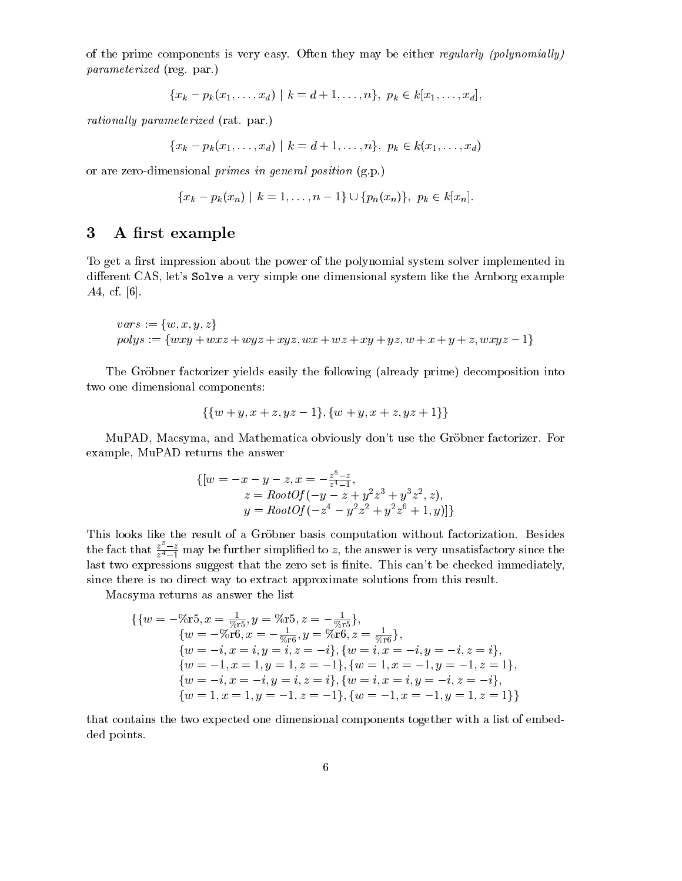of the prime components is very easy. Often they may be either *regularly (polynomially) parameterized* (reg. par.)

$$\{x_k - p_k(x_1, \ldots, x_d) \mid k = d+1, \ldots, n\},\ p_k \in k[x_1, \ldots, x_d],$$

*rationally parameterized* (rat. par.)

$$\{x_k - p_k(x_1, \ldots, x_d) \mid k = d+1, \ldots, n\},\ p_k \in k(x_1, \ldots, x_d)$$

or are zero-dimensional *primes in general position* (g.p.)

$$\{x_k - p_k(x_n) \mid k = 1, \ldots, n-1\} \cup \{p_n(x_n)\},\ p_k \in k[x_n].$$

## 3 A first example

To get a first impression about the power of the polynomial system solver implemented in different CAS, let's `Solve` a very simple one dimensional system like the Arnborg example $A4$, cf. [6].

$$vars := \{w, x, y, z\}$$
$$polys := \{wxy + wxz + wyz + xyz, wx + wz + xy + yz, w + x + y + z, wxyz - 1\}$$

The Gröbner factorizer yields easily the following (already prime) decomposition into two one dimensional components:

$$\{\{w + y, x + z, yz - 1\}, \{w + y, x + z, yz + 1\}\}$$

MuPAD, Macsyma, and Mathematica obviously don't use the Gröbner factorizer. For example, MuPAD returns the answer

$$\begin{aligned}\{[w = -x - y - z, x = -\tfrac{z^5 - z}{z^4 - 1},\\ z = RootOf(-y - z + y^2z^3 + y^3z^2, z),\\ y = RootOf(-z^4 - y^2z^2 + y^2z^6 + 1, y)]\}\end{aligned}$$

This looks like the result of a Gröbner basis computation without factorization. Besides the fact that $\frac{z^5 - z}{z^4 - 1}$ may be further simplified to $z$, the answer is very unsatisfactory since the last two expressions suggest that the zero set is finite. This can't be checked immediately, since there is no direct way to extract approximate solutions from this result.

Macsyma returns as answer the list

$$\begin{aligned}\{\{w = -\%\mathrm{r}5, x = \tfrac{1}{\%\mathrm{r}5}, y = \%\mathrm{r}5, z = -\tfrac{1}{\%\mathrm{r}5}\},\\ \{w = -\%\mathrm{r}6, x = -\tfrac{1}{\%\mathrm{r}6}, y = \%\mathrm{r}6, z = \tfrac{1}{\%\mathrm{r}6}\},\\ \{w = -i, x = i, y = i, z = -i\}, \{w = i, x = -i, y = -i, z = i\},\\ \{w = -1, x = 1, y = 1, z = -1\}, \{w = 1, x = -1, y = -1, z = 1\},\\ \{w = -i, x = -i, y = i, z = i\}, \{w = i, x = i, y = -i, z = -i\},\\ \{w = 1, x = 1, y = -1, z = -1\}, \{w = -1, x = -1, y = 1, z = 1\}\}\end{aligned}$$

that contains the two expected one dimensional components together with a list of embedded points.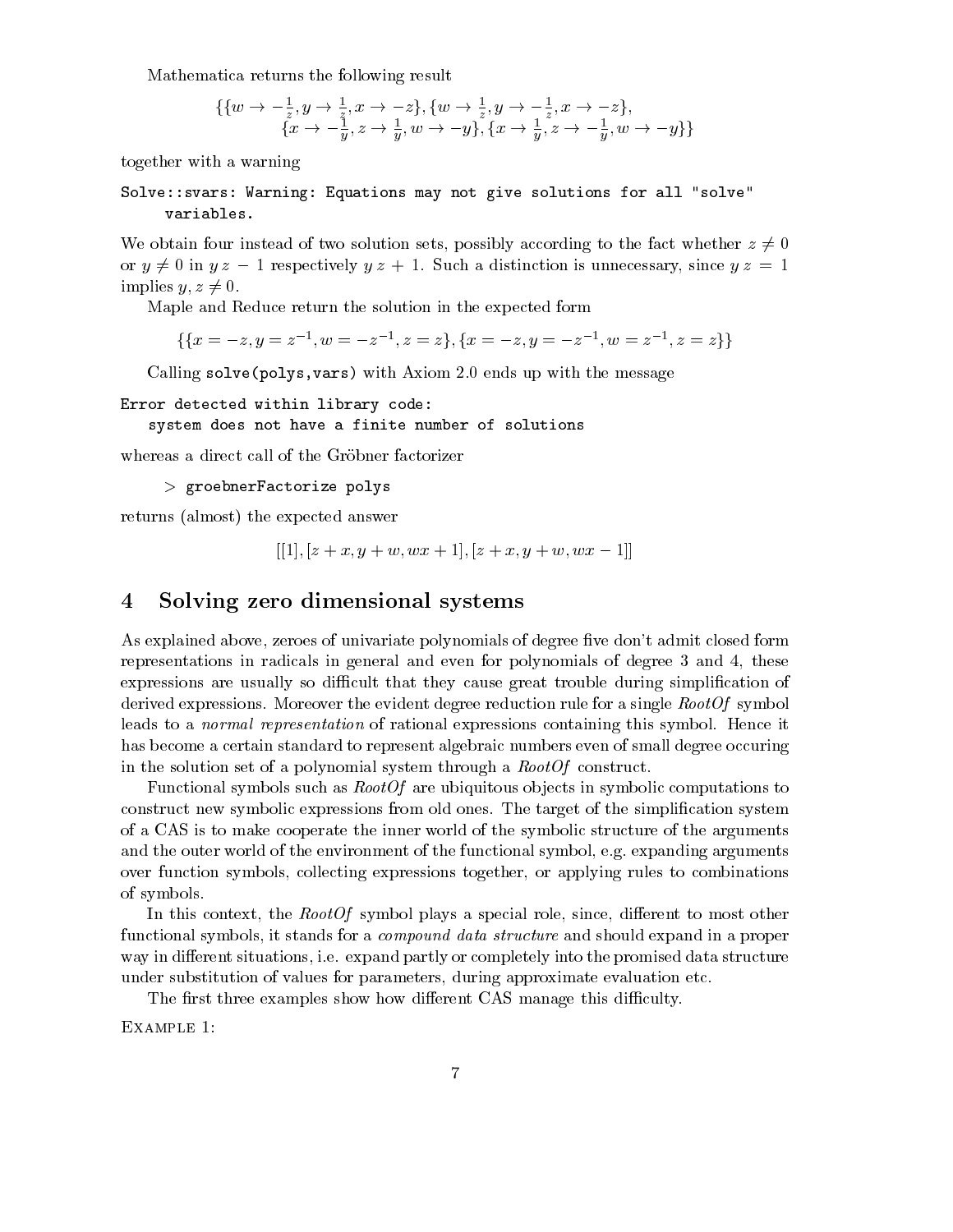Mathematica returns the following result

$$\{\{w \to -\tfrac{1}{z}, y \to \tfrac{1}{z}, x \to -z\}, \{w \to \tfrac{1}{z}, y \to -\tfrac{1}{z}, x \to -z\},$$
$$\{x \to -\tfrac{1}{y}, z \to \tfrac{1}{y}, w \to -y\}, \{x \to \tfrac{1}{y}, z \to -\tfrac{1}{y}, w \to -y\}\}$$

together with a warning

```
Solve::svars: Warning: Equations may not give solutions for all "solve"
     variables.
```

We obtain four instead of two solution sets, possibly according to the fact whether $z \neq 0$ or $y \neq 0$ in $y\,z - 1$ respectively $y\,z + 1$. Such a distinction is unnecessary, since $y\,z = 1$ implies $y, z \neq 0$.

Maple and Reduce return the solution in the expected form

$$\{\{x = -z, y = z^{-1}, w = -z^{-1}, z = z\}, \{x = -z, y = -z^{-1}, w = z^{-1}, z = z\}\}$$

Calling `solve(polys,vars)` with Axiom 2.0 ends up with the message

```
Error detected within library code:
   system does not have a finite number of solutions
```

whereas a direct call of the Gröbner factorizer

> `groebnerFactorize polys`

returns (almost) the expected answer

$$[[1], [z + x, y + w, wx + 1], [z + x, y + w, wx - 1]]$$

# 4 Solving zero dimensional systems

As explained above, zeroes of univariate polynomials of degree five don't admit closed form representations in radicals in general and even for polynomials of degree 3 and 4, these expressions are usually so difficult that they cause great trouble during simplification of derived expressions. Moreover the evident degree reduction rule for a single *RootOf* symbol leads to a *normal representation* of rational expressions containing this symbol. Hence it has become a certain standard to represent algebraic numbers even of small degree occuring in the solution set of a polynomial system through a *RootOf* construct.

Functional symbols such as *RootOf* are ubiquitous objects in symbolic computations to construct new symbolic expressions from old ones. The target of the simplification system of a CAS is to make cooperate the inner world of the symbolic structure of the arguments and the outer world of the environment of the functional symbol, e.g. expanding arguments over function symbols, collecting expressions together, or applying rules to combinations of symbols.

In this context, the *RootOf* symbol plays a special role, since, different to most other functional symbols, it stands for a *compound data structure* and should expand in a proper way in different situations, i.e. expand partly or completely into the promised data structure under substitution of values for parameters, during approximate evaluation etc.

The first three examples show how different CAS manage this difficulty.

Example 1: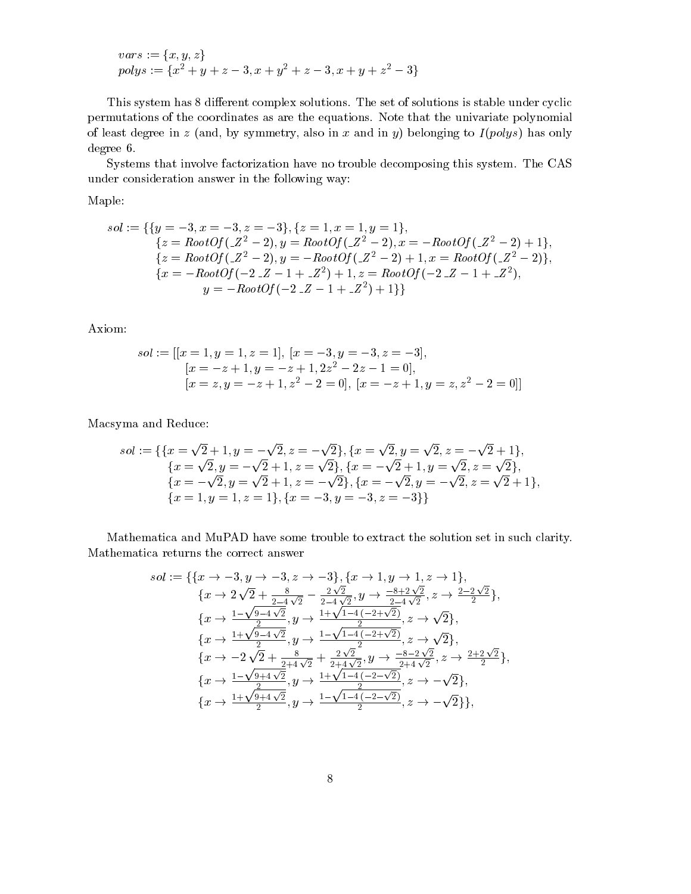$$
\begin{aligned}
&vars := \{x, y, z\}\\
&polys := \{x^2 + y + z - 3, x + y^2 + z - 3, x + y + z^2 - 3\}
\end{aligned}
$$

This system has 8 different complex solutions. The set of solutions is stable under cyclic permutations of the coordinates as are the equations. Note that the univariate polynomial of least degree in $z$ (and, by symmetry, also in $x$ and in $y$) belonging to $I(polys)$ has only degree 6.

Systems that involve factorization have no trouble decomposing this system. The CAS under consideration answer in the following way:

Maple:

$$
\begin{aligned}
sol := \{&\{y = -3, x = -3, z = -3\}, \{z = 1, x = 1, y = 1\},\\
&\{z = RootOf(\_Z^2 - 2), y = RootOf(\_Z^2 - 2), x = -RootOf(\_Z^2 - 2) + 1\},\\
&\{z = RootOf(\_Z^2 - 2), y = -RootOf(\_Z^2 - 2) + 1, x = RootOf(\_Z^2 - 2)\},\\
&\{x = -RootOf(-2\,\_Z - 1 + \_Z^2) + 1, z = RootOf(-2\,\_Z - 1 + \_Z^2),\\
&\qquad y = -RootOf(-2\,\_Z - 1 + \_Z^2) + 1\}\}
\end{aligned}
$$

Axiom:

$$
\begin{aligned}
sol := [&[x = 1, y = 1, z = 1],\ [x = -3, y = -3, z = -3],\\
&[x = -z + 1, y = -z + 1, 2z^2 - 2z - 1 = 0],\\
&[x = z, y = -z + 1, z^2 - 2 = 0],\ [x = -z + 1, y = z, z^2 - 2 = 0]]
\end{aligned}
$$

Macsyma and Reduce:

$$
\begin{aligned}
sol := \{&\{x = \sqrt{2} + 1, y = -\sqrt{2}, z = -\sqrt{2}\}, \{x = \sqrt{2}, y = \sqrt{2}, z = -\sqrt{2} + 1\},\\
&\{x = \sqrt{2}, y = -\sqrt{2} + 1, z = \sqrt{2}\}, \{x = -\sqrt{2} + 1, y = \sqrt{2}, z = \sqrt{2}\},\\
&\{x = -\sqrt{2}, y = \sqrt{2} + 1, z = -\sqrt{2}\}, \{x = -\sqrt{2}, y = -\sqrt{2}, z = \sqrt{2} + 1\},\\
&\{x = 1, y = 1, z = 1\}, \{x = -3, y = -3, z = -3\}\}
\end{aligned}
$$

Mathematica and MuPAD have some trouble to extract the solution set in such clarity. Mathematica returns the correct answer

$$
\begin{aligned}
sol := \{&\{x \to -3, y \to -3, z \to -3\}, \{x \to 1, y \to 1, z \to 1\},\\
&\{x \to 2\sqrt{2} + \tfrac{8}{2-4\sqrt{2}} - \tfrac{2\sqrt{2}}{2-4\sqrt{2}}, y \to \tfrac{-8+2\sqrt{2}}{2-4\sqrt{2}}, z \to \tfrac{2-2\sqrt{2}}{2}\},\\
&\{x \to \tfrac{1-\sqrt{9-4\sqrt{2}}}{2}, y \to \tfrac{1+\sqrt{1-4\,(-2+\sqrt{2})}}{2}, z \to \sqrt{2}\},\\
&\{x \to \tfrac{1+\sqrt{9-4\sqrt{2}}}{2}, y \to \tfrac{1-\sqrt{1-4\,(-2+\sqrt{2})}}{2}, z \to \sqrt{2}\},\\
&\{x \to -2\sqrt{2} + \tfrac{8}{2+4\sqrt{2}} + \tfrac{2\sqrt{2}}{2+4\sqrt{2}}, y \to \tfrac{-8-2\sqrt{2}}{2+4\sqrt{2}}, z \to \tfrac{2+2\sqrt{2}}{2}\},\\
&\{x \to \tfrac{1-\sqrt{9+4\sqrt{2}}}{2}, y \to \tfrac{1+\sqrt{1-4\,(-2-\sqrt{2})}}{2}, z \to -\sqrt{2}\},\\
&\{x \to \tfrac{1+\sqrt{9+4\sqrt{2}}}{2}, y \to \tfrac{1-\sqrt{1-4\,(-2-\sqrt{2})}}{2}, z \to -\sqrt{2}\}\},
\end{aligned}
$$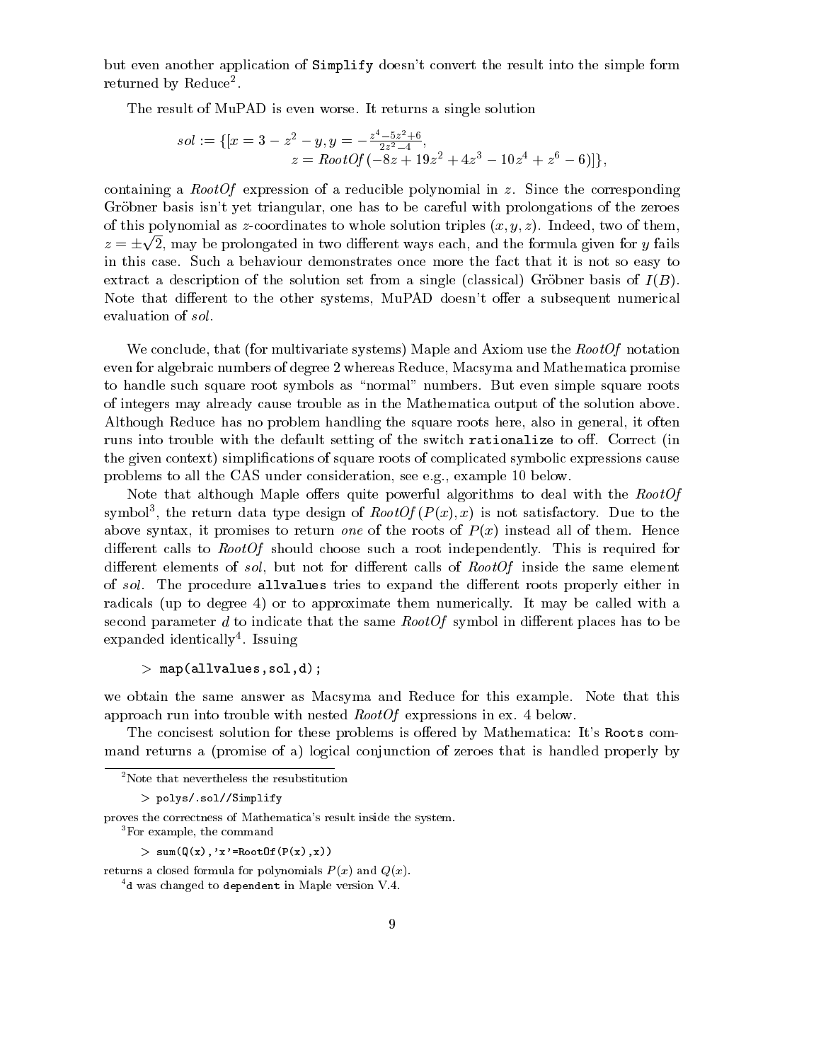but even another application of `Simplify` doesn't convert the result into the simple form returned by Reduce[2].

The result of MuPAD is even worse. It returns a single solution

$$sol := \{[x = 3 - z^2 - y, y = -\frac{z^4 - 5z^2 + 6}{2z^2 - 4}, \\ z = \mathit{RootOf}\,(-8z + 19z^2 + 4z^3 - 10z^4 + z^6 - 6)]\},$$

containing a *RootOf* expression of a reducible polynomial in $z$. Since the corresponding Gröbner basis isn't yet triangular, one has to be careful with prolongations of the zeroes of this polynomial as $z$-coordinates to whole solution triples $(x, y, z)$. Indeed, two of them, $z = \pm\sqrt{2}$, may be prolongated in two different ways each, and the formula given for $y$ fails in this case. Such a behaviour demonstrates once more the fact that it is not so easy to extract a description of the solution set from a single (classical) Gröbner basis of $I(B)$. Note that different to the other systems, MuPAD doesn't offer a subsequent numerical evaluation of *sol*.

We conclude, that (for multivariate systems) Maple and Axiom use the *RootOf* notation even for algebraic numbers of degree 2 whereas Reduce, Macsyma and Mathematica promise to handle such square root symbols as "normal" numbers. But even simple square roots of integers may already cause trouble as in the Mathematica output of the solution above. Although Reduce has no problem handling the square roots here, also in general, it often runs into trouble with the default setting of the switch **rationalize** to off. Correct (in the given context) simplifications of square roots of complicated symbolic expressions cause problems to all the CAS under consideration, see e.g., example 10 below.

Note that although Maple offers quite powerful algorithms to deal with the *RootOf* symbol[3], the return data type design of $\mathit{RootOf}\,(P(x), x)$ is not satisfactory. Due to the above syntax, it promises to return *one* of the roots of $P(x)$ instead all of them. Hence different calls to *RootOf* should choose such a root independently. This is required for different elements of *sol*, but not for different calls of *RootOf* inside the same element of *sol*. The procedure **allvalues** tries to expand the different roots properly either in radicals (up to degree 4) or to approximate them numerically. It may be called with a second parameter $d$ to indicate that the same *RootOf* symbol in different places has to be expanded identically[4]. Issuing

```
> map(allvalues,sol,d);
```

we obtain the same answer as Macsyma and Reduce for this example. Note that this approach run into trouble with nested *RootOf* expressions in ex. 4 below.

The concisest solution for these problems is offered by Mathematica: It's **Roots** command returns a (promise of a) logical conjunction of zeroes that is handled properly by

---

[2] Note that nevertheless the resubstitution

```
> polys/.sol//Simplify
```

proves the correctness of Mathematica's result inside the system.

[3] For example, the command

```
> sum(Q(x),'x'=RootOf(P(x),x))
```

returns a closed formula for polynomials $P(x)$ and $Q(x)$.

[4] `d` was changed to `dependent` in Maple version V.4.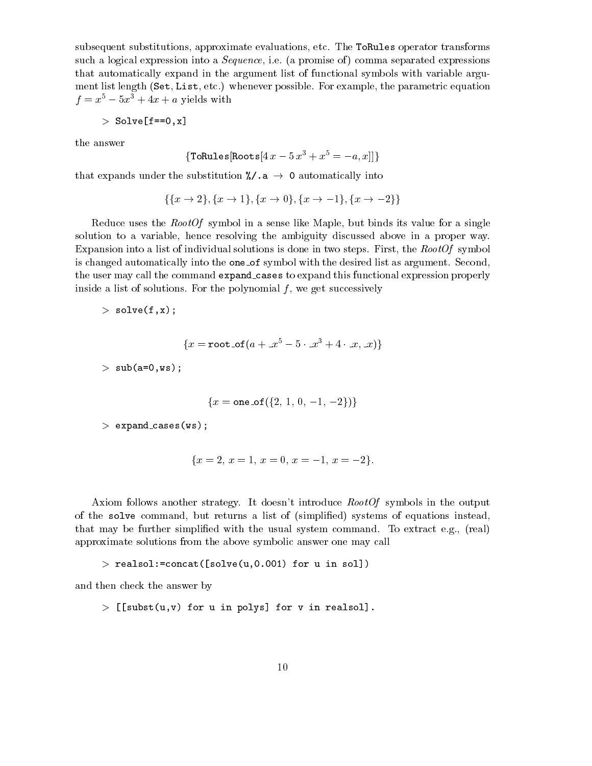subsequent substitutions, approximate evaluations, etc. The `ToRules` operator transforms such a logical expression into a *Sequence*, i.e. (a promise of) comma separated expressions that automatically expand in the argument list of functional symbols with variable argument list length (`Set`, `List`, etc.) whenever possible. For example, the parametric equation $f = x^5 - 5x^3 + 4x + a$ yields with

```
> Solve[f==0,x]
```

the answer

$$\{\texttt{ToRules}[\texttt{Roots}[4\,x - 5\,x^3 + x^5 = -a, x]]\}$$

that expands under the substitution `%/.a → 0` automatically into

$$\{\{x \to 2\}, \{x \to 1\}, \{x \to 0\}, \{x \to -1\}, \{x \to -2\}\}$$

Reduce uses the *RootOf* symbol in a sense like Maple, but binds its value for a single solution to a variable, hence resolving the ambiguity discussed above in a proper way. Expansion into a list of individual solutions is done in two steps. First, the *RootOf* symbol is changed automatically into the `one_of` symbol with the desired list as argument. Second, the user may call the command `expand_cases` to expand this functional expression properly inside a list of solutions. For the polynomial $f$, we get successively

```
> solve(f,x);
```

$$\{x = \texttt{root\_of}(a + \_x^5 - 5 \cdot \_x^3 + 4 \cdot \_x, \_x)\}$$

```
> sub(a=0,ws);
```

$$\{x = \texttt{one\_of}(\{2,\, 1,\, 0,\, -1,\, -2\})\}$$

```
> expand_cases(ws);
```

$$\{x = 2,\; x = 1,\; x = 0,\; x = -1,\; x = -2\}.$$

Axiom follows another strategy. It doesn't introduce *RootOf* symbols in the output of the `solve` command, but returns a list of (simplified) systems of equations instead, that may be further simplified with the usual system command. To extract e.g., (real) approximate solutions from the above symbolic answer one may call

```
> realsol:=concat([solve(u,0.001) for u in sol])
```

and then check the answer by

```
> [[subst(u,v) for u in polys] for v in realsol].
```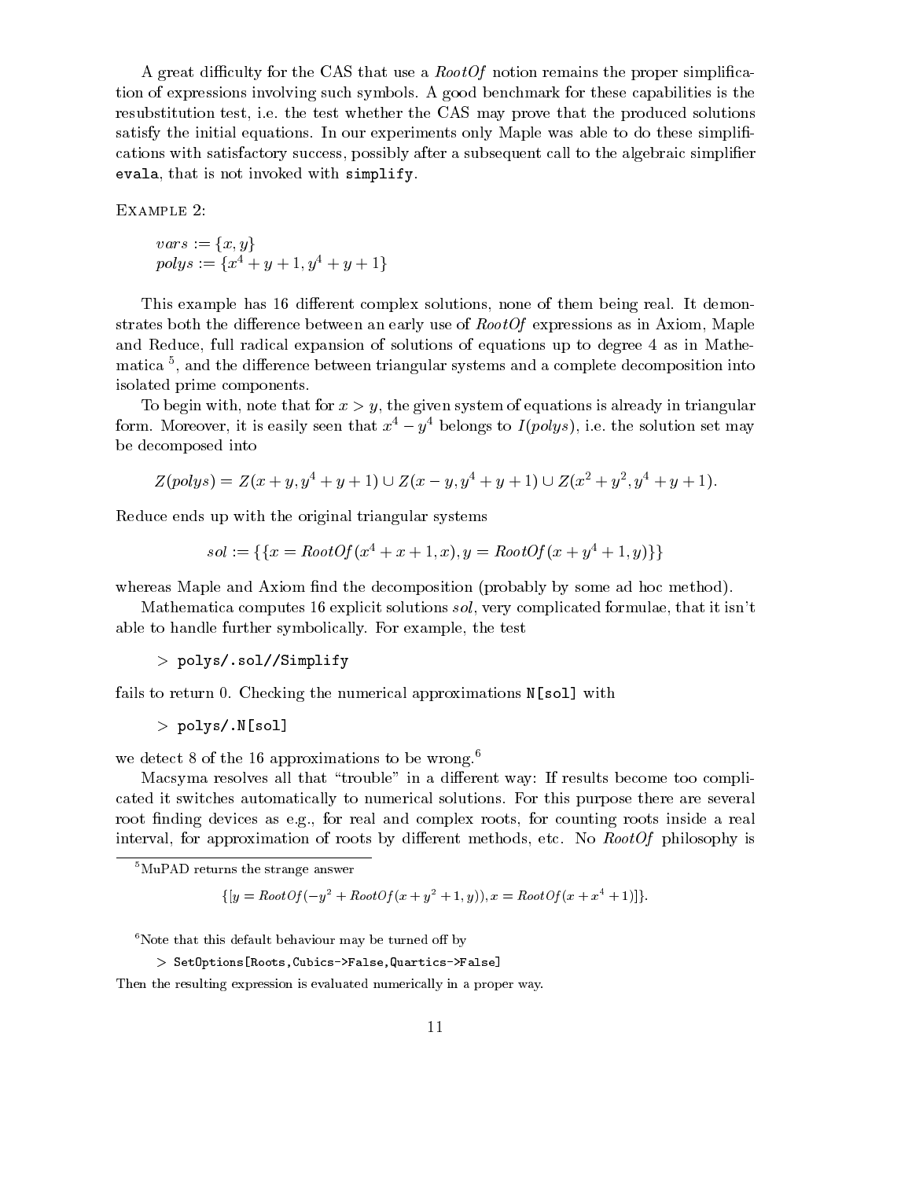A great difficulty for the CAS that use a *RootOf* notion remains the proper simplification of expressions involving such symbols. A good benchmark for these capabilities is the resubstitution test, i.e. the test whether the CAS may prove that the produced solutions satisfy the initial equations. In our experiments only Maple was able to do these simplifications with satisfactory success, possibly after a subsequent call to the algebraic simplifier `evala`, that is not invoked with `simplify`.

EXAMPLE 2:

$$vars := \{x, y\}$$
$$polys := \{x^4 + y + 1, y^4 + y + 1\}$$

This example has 16 different complex solutions, none of them being real. It demonstrates both the difference between an early use of *RootOf* expressions as in Axiom, Maple and Reduce, full radical expansion of solutions of equations up to degree 4 as in Mathematica [5], and the difference between triangular systems and a complete decomposition into isolated prime components.

To begin with, note that for $x > y$, the given system of equations is already in triangular form. Moreover, it is easily seen that $x^4 - y^4$ belongs to $I(polys)$, i.e. the solution set may be decomposed into

$$Z(polys) = Z(x+y, y^4+y+1) \cup Z(x-y, y^4+y+1) \cup Z(x^2+y^2, y^4+y+1).$$

Reduce ends up with the original triangular systems

$$sol := \{\{x = RootOf(x^4 + x + 1, x), y = RootOf(x + y^4 + 1, y)\}\}$$

whereas Maple and Axiom find the decomposition (probably by some ad hoc method).

Mathematica computes 16 explicit solutions $sol$, very complicated formulae, that it isn't able to handle further symbolically. For example, the test

```
> polys/.sol//Simplify
```

fails to return 0. Checking the numerical approximations `N[sol]` with

```
> polys/.N[sol]
```

we detect 8 of the 16 approximations to be wrong.[6]

Macsyma resolves all that "trouble" in a different way: If results become too complicated it switches automatically to numerical solutions. For this purpose there are several root finding devices as e.g., for real and complex roots, for counting roots inside a real interval, for approximation of roots by different methods, etc. No *RootOf* philosophy is

---

[5] MuPAD returns the strange answer

$$\{[y = RootOf(-y^2 + RootOf(x + y^2 + 1, y)), x = RootOf(x + x^4 + 1)]\}.$$

[6] Note that this default behaviour may be turned off by

```
> SetOptions[Roots,Cubics->False,Quartics->False]
```

Then the resulting expression is evaluated numerically in a proper way.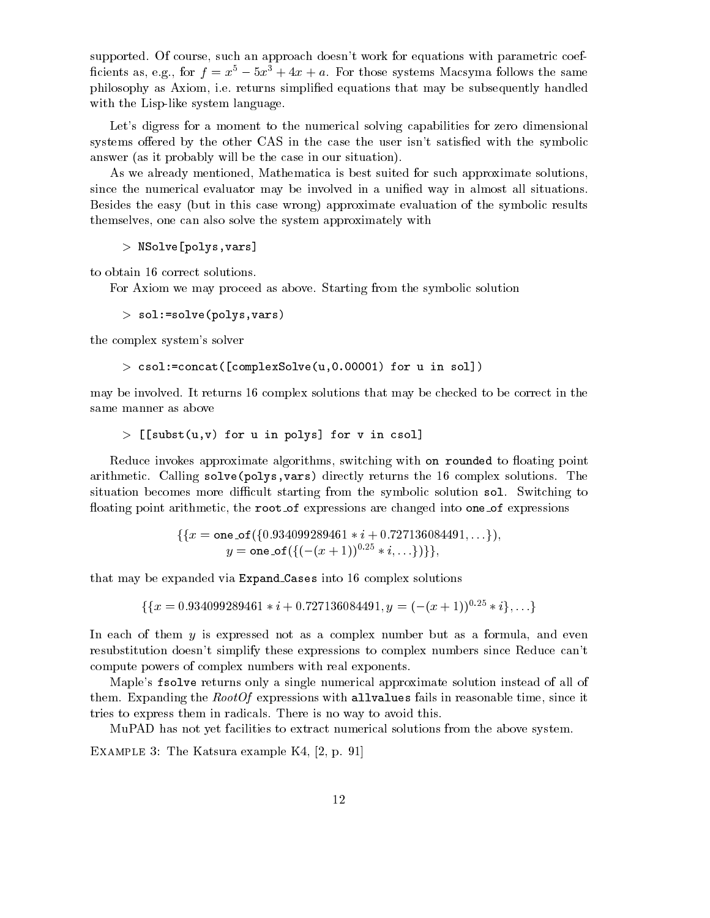supported. Of course, such an approach doesn't work for equations with parametric coefficients as, e.g., for $f = x^5 - 5x^3 + 4x + a$. For those systems Macsyma follows the same philosophy as Axiom, i.e. returns simplified equations that may be subsequently handled with the Lisp-like system language.

Let's digress for a moment to the numerical solving capabilities for zero dimensional systems offered by the other CAS in the case the user isn't satisfied with the symbolic answer (as it probably will be the case in our situation).

As we already mentioned, Mathematica is best suited for such approximate solutions, since the numerical evaluator may be involved in a unified way in almost all situations. Besides the easy (but in this case wrong) approximate evaluation of the symbolic results themselves, one can also solve the system approximately with

```
> NSolve[polys,vars]
```

to obtain 16 correct solutions.

For Axiom we may proceed as above. Starting from the symbolic solution

```
> sol:=solve(polys,vars)
```

the complex system's solver

```
> csol:=concat([complexSolve(u,0.00001) for u in sol])
```

may be involved. It returns 16 complex solutions that may be checked to be correct in the same manner as above

```
> [[subst(u,v) for u in polys] for v in csol]
```

Reduce invokes approximate algorithms, switching with `on rounded` to floating point arithmetic. Calling `solve(polys,vars)` directly returns the 16 complex solutions. The situation becomes more difficult starting from the symbolic solution `sol`. Switching to floating point arithmetic, the `root_of` expressions are changed into `one_of` expressions

$$\{\{x = \texttt{one\_of}(\{0.934099289461 * i + 0.727136084491, \ldots\}),$$
$$y = \texttt{one\_of}(\{(-(x+1))^{0.25} * i, \ldots\})\}\},$$

that may be expanded via `Expand_Cases` into 16 complex solutions

$$\{\{x = 0.934099289461 * i + 0.727136084491, y = (-(x+1))^{0.25} * i\}, \ldots\}$$

In each of them $y$ is expressed not as a complex number but as a formula, and even resubstitution doesn't simplify these expressions to complex numbers since Reduce can't compute powers of complex numbers with real exponents.

Maple's `fsolve` returns only a single numerical approximate solution instead of all of them. Expanding the *RootOf* expressions with `allvalues` fails in reasonable time, since it tries to express them in radicals. There is no way to avoid this.

MuPAD has not yet facilities to extract numerical solutions from the above system.

Example 3: The Katsura example K4, [2, p. 91]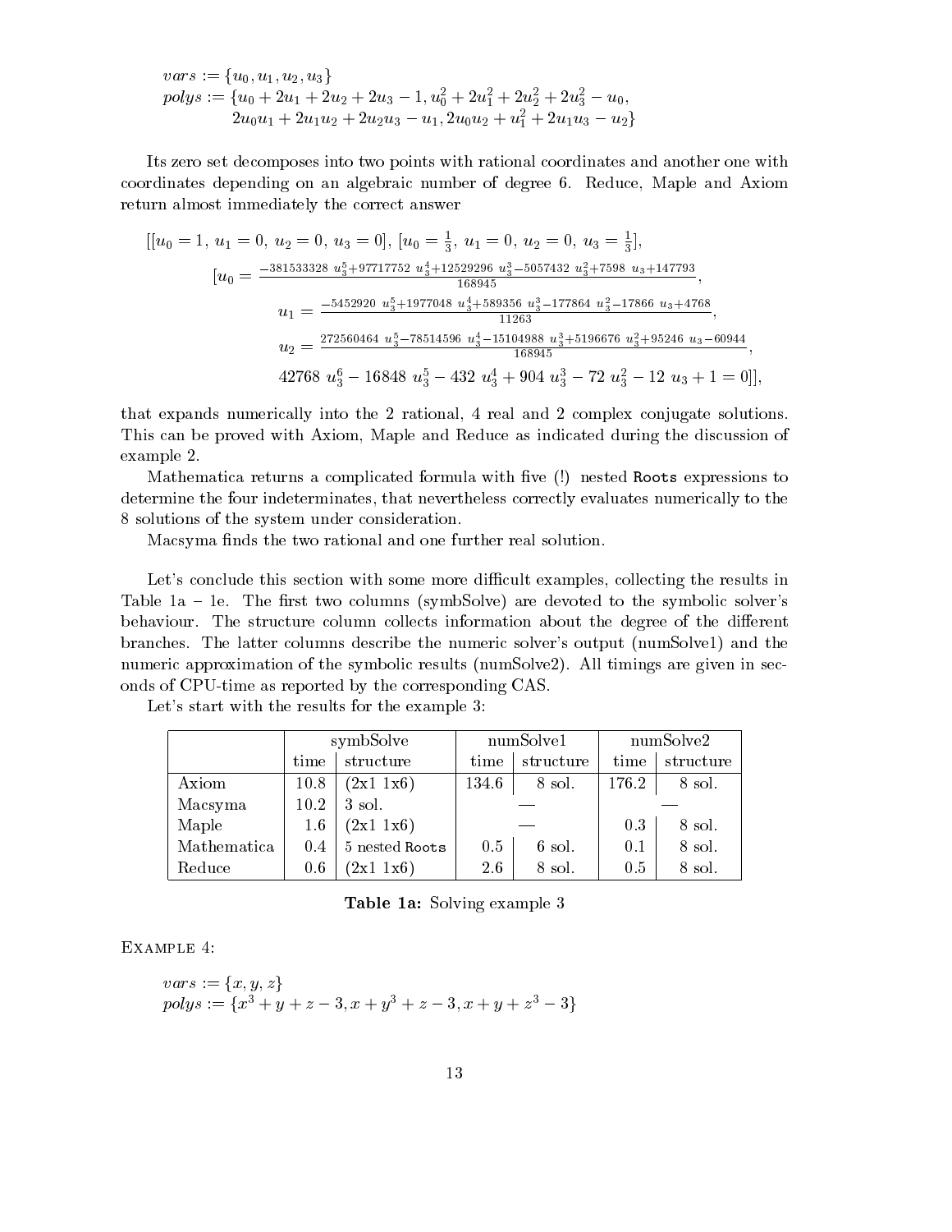$$
\begin{aligned}
&vars := \{u_0, u_1, u_2, u_3\}\\
&polys := \{u_0 + 2u_1 + 2u_2 + 2u_3 - 1, u_0^2 + 2u_1^2 + 2u_2^2 + 2u_3^2 - u_0,\\
&\qquad 2u_0u_1 + 2u_1u_2 + 2u_2u_3 - u_1, 2u_0u_2 + u_1^2 + 2u_1u_3 - u_2\}
\end{aligned}
$$

Its zero set decomposes into two points with rational coordinates and another one with coordinates depending on an algebraic number of degree 6. Reduce, Maple and Axiom return almost immediately the correct answer

$$
\begin{aligned}
&[[u_0 = 1,\ u_1 = 0,\ u_2 = 0,\ u_3 = 0],\ [u_0 = \tfrac{1}{3},\ u_1 = 0,\ u_2 = 0,\ u_3 = \tfrac{1}{3}],\\
&\quad [u_0 = \frac{-381533328\ u_3^5 + 97717752\ u_3^4 + 12529296\ u_3^3 - 5057432\ u_3^2 + 7598\ u_3 + 147793}{168945},\\
&\quad\quad u_1 = \frac{-5452920\ u_3^5 + 1977048\ u_3^4 + 589356\ u_3^3 - 177864\ u_3^2 - 17866\ u_3 + 4768}{11263},\\
&\quad\quad u_2 = \frac{272560464\ u_3^5 - 78514596\ u_3^4 - 15104988\ u_3^3 + 5196676\ u_3^2 + 95246\ u_3 - 60944}{168945},\\
&\quad\quad 42768\ u_3^6 - 16848\ u_3^5 - 432\ u_3^4 + 904\ u_3^3 - 72\ u_3^2 - 12\ u_3 + 1 = 0]],
\end{aligned}
$$

that expands numerically into the 2 rational, 4 real and 2 complex conjugate solutions. This can be proved with Axiom, Maple and Reduce as indicated during the discussion of example 2.

Mathematica returns a complicated formula with five (!) nested `Roots` expressions to determine the four indeterminates, that nevertheless correctly evaluates numerically to the 8 solutions of the system under consideration.

Macsyma finds the two rational and one further real solution.

Let's conclude this section with some more difficult examples, collecting the results in Table 1a – 1e. The first two columns (symbSolve) are devoted to the symbolic solver's behaviour. The structure column collects information about the degree of the different branches. The latter columns describe the numeric solver's output (numSolve1) and the numeric approximation of the symbolic results (numSolve2). All timings are given in seconds of CPU-time as reported by the corresponding CAS.

Let's start with the results for the example 3:

| | symbSolve | | numSolve1 | | numSolve2 | |
|---|---|---|---|---|---|---|
| | time | structure | time | structure | time | structure |
| Axiom | 10.8 | (2x1 1x6) | 134.6 | 8 sol. | 176.2 | 8 sol. |
| Macsyma | 10.2 | 3 sol. | — | | — | |
| Maple | 1.6 | (2x1 1x6) | — | | 0.3 | 8 sol. |
| Mathematica | 0.4 | 5 nested `Roots` | 0.5 | 6 sol. | 0.1 | 8 sol. |
| Reduce | 0.6 | (2x1 1x6) | 2.6 | 8 sol. | 0.5 | 8 sol. |

**Table 1a:** Solving example 3

Example 4:

$$
\begin{aligned}
&vars := \{x, y, z\}\\
&polys := \{x^3 + y + z - 3, x + y^3 + z - 3, x + y + z^3 - 3\}
\end{aligned}
$$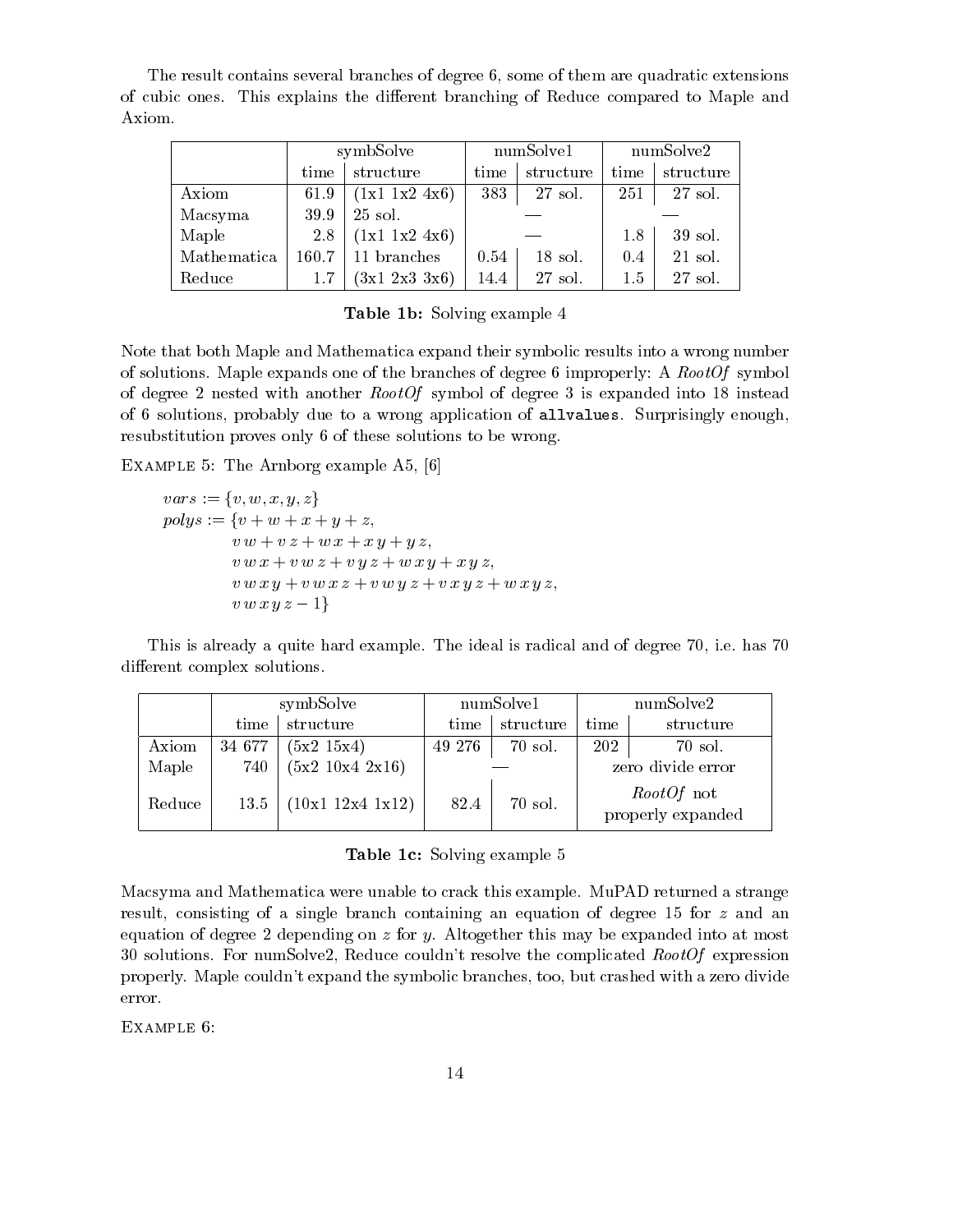The result contains several branches of degree 6, some of them are quadratic extensions of cubic ones. This explains the different branching of Reduce compared to Maple and Axiom.

| | symbSolve | | numSolve1 | | numSolve2 | |
|---|---|---|---|---|---|---|
| | time | structure | time | structure | time | structure |
| Axiom | 61.9 | (1x1 1x2 4x6) | 383 | 27 sol. | 251 | 27 sol. |
| Macsyma | 39.9 | 25 sol. | — | | — | |
| Maple | 2.8 | (1x1 1x2 4x6) | — | | 1.8 | 39 sol. |
| Mathematica | 160.7 | 11 branches | 0.54 | 18 sol. | 0.4 | 21 sol. |
| Reduce | 1.7 | (3x1 2x3 3x6) | 14.4 | 27 sol. | 1.5 | 27 sol. |

**Table 1b:** Solving example 4

Note that both Maple and Mathematica expand their symbolic results into a wrong number of solutions. Maple expands one of the branches of degree 6 improperly: A *RootOf* symbol of degree 2 nested with another *RootOf* symbol of degree 3 is expanded into 18 instead of 6 solutions, probably due to a wrong application of `allvalues`. Surprisingly enough, resubstitution proves only 6 of these solutions to be wrong.

EXAMPLE 5: The Arnborg example A5, [6]

$$
\begin{aligned}
vars &:= \{v, w, x, y, z\} \\
polys &:= \{v + w + x + y + z, \\
&\quad v\,w + v\,z + w\,x + x\,y + y\,z, \\
&\quad v\,w\,x + v\,w\,z + v\,y\,z + w\,x\,y + x\,y\,z, \\
&\quad v\,w\,x\,y + v\,w\,x\,z + v\,w\,y\,z + v\,x\,y\,z + w\,x\,y\,z, \\
&\quad v\,w\,x\,y\,z - 1\}
\end{aligned}
$$

This is already a quite hard example. The ideal is radical and of degree 70, i.e. has 70 different complex solutions.

| | symbSolve | | numSolve1 | | numSolve2 | |
|---|---|---|---|---|---|---|
| | time | structure | time | structure | time | structure |
| Axiom | 34 677 | (5x2 15x4) | 49 276 | 70 sol. | 202 | 70 sol. |
| Maple | 740 | (5x2 10x4 2x16) | — | | zero divide error | |
| Reduce | 13.5 | (10x1 12x4 1x12) | 82.4 | 70 sol. | *RootOf* not properly expanded | |

**Table 1c:** Solving example 5

Macsyma and Mathematica were unable to crack this example. MuPAD returned a strange result, consisting of a single branch containing an equation of degree 15 for $z$ and an equation of degree 2 depending on $z$ for $y$. Altogether this may be expanded into at most 30 solutions. For numSolve2, Reduce couldn't resolve the complicated *RootOf* expression properly. Maple couldn't expand the symbolic branches, too, but crashed with a zero divide error.

EXAMPLE 6: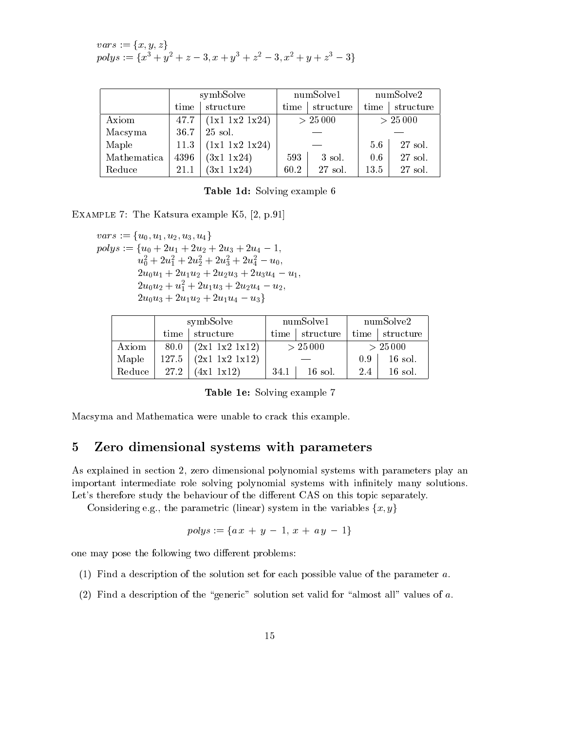$vars := \{x, y, z\}$
$polys := \{x^3 + y^2 + z - 3, x + y^3 + z^2 - 3, x^2 + y + z^3 - 3\}$

| | symbSolve | | numSolve1 | | numSolve2 | |
|---|---|---|---|---|---|---|
| | time | structure | time | structure | time | structure |
| Axiom | 47.7 | (1x1 1x2 1x24) | > 25 000 | | > 25 000 | |
| Macsyma | 36.7 | 25 sol. | — | | — | |
| Maple | 11.3 | (1x1 1x2 1x24) | — | | 5.6 | 27 sol. |
| Mathematica | 4396 | (3x1 1x24) | 593 | 3 sol. | 0.6 | 27 sol. |
| Reduce | 21.1 | (3x1 1x24) | 60.2 | 27 sol. | 13.5 | 27 sol. |

**Table 1d:** Solving example 6

Example 7: The Katsura example K5, [2, p.91]

$$
\begin{aligned}
vars &:= \{u_0, u_1, u_2, u_3, u_4\} \\
polys &:= \{u_0 + 2u_1 + 2u_2 + 2u_3 + 2u_4 - 1, \\
&\quad u_0^2 + 2u_1^2 + 2u_2^2 + 2u_3^2 + 2u_4^2 - u_0, \\
&\quad 2u_0u_1 + 2u_1u_2 + 2u_2u_3 + 2u_3u_4 - u_1, \\
&\quad 2u_0u_2 + u_1^2 + 2u_1u_3 + 2u_2u_4 - u_2, \\
&\quad 2u_0u_3 + 2u_1u_2 + 2u_1u_4 - u_3\}
\end{aligned}
$$

| | symbSolve | | numSolve1 | | numSolve2 | |
|---|---|---|---|---|---|---|
| | time | structure | time | structure | time | structure |
| Axiom | 80.0 | (2x1 1x2 1x12) | > 25 000 | | > 25 000 | |
| Maple | 127.5 | (2x1 1x2 1x12) | — | | 0.9 | 16 sol. |
| Reduce | 27.2 | (4x1 1x12) | 34.1 | 16 sol. | 2.4 | 16 sol. |

**Table 1e:** Solving example 7

Macsyma and Mathematica were unable to crack this example.

## 5 Zero dimensional systems with parameters

As explained in section 2, zero dimensional polynomial systems with parameters play an important intermediate role solving polynomial systems with infinitely many solutions. Let's therefore study the behaviour of the different CAS on this topic separately.

Considering e.g., the parametric (linear) system in the variables $\{x, y\}$

$$polys := \{a\,x + y - 1, x + a\,y - 1\}$$

one may pose the following two different problems:

(1) Find a description of the solution set for each possible value of the parameter $a$.

(2) Find a description of the "generic" solution set valid for "almost all" values of $a$.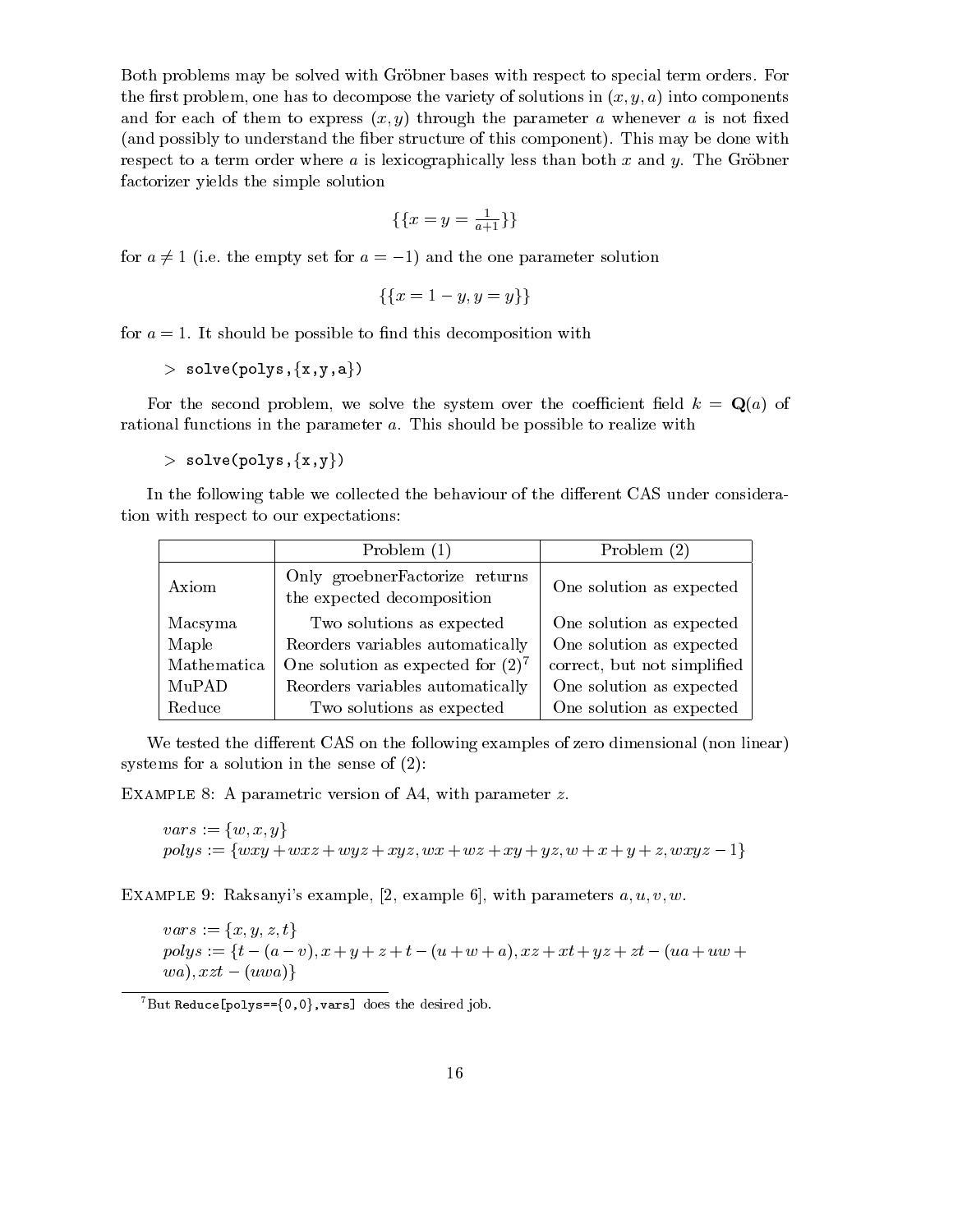Both problems may be solved with Gröbner bases with respect to special term orders. For the first problem, one has to decompose the variety of solutions in $(x, y, a)$ into components and for each of them to express $(x, y)$ through the parameter $a$ whenever $a$ is not fixed (and possibly to understand the fiber structure of this component). This may be done with respect to a term order where $a$ is lexicographically less than both $x$ and $y$. The Gröbner factorizer yields the simple solution

$$\{\{x = y = \tfrac{1}{a+1}\}\}$$

for $a \neq 1$ (i.e. the empty set for $a = -1$) and the one parameter solution

$$\{\{x = 1 - y, y = y\}\}$$

for $a = 1$. It should be possible to find this decomposition with

```
> solve(polys,{x,y,a})
```

For the second problem, we solve the system over the coefficient field $k = \mathbf{Q}(a)$ of rational functions in the parameter $a$. This should be possible to realize with

```
> solve(polys,{x,y})
```

In the following table we collected the behaviour of the different CAS under consideration with respect to our expectations:

| | Problem (1) | Problem (2) |
|---|---|---|
| Axiom | Only groebnerFactorize returns the expected decomposition | One solution as expected |
| Macsyma | Two solutions as expected | One solution as expected |
| Maple | Reorders variables automatically | One solution as expected |
| Mathematica | One solution as expected for (2)[7] | correct, but not simplified |
| MuPAD | Reorders variables automatically | One solution as expected |
| Reduce | Two solutions as expected | One solution as expected |

We tested the different CAS on the following examples of zero dimensional (non linear) systems for a solution in the sense of (2):

Example 8: A parametric version of A4, with parameter $z$.

$vars := \{w, x, y\}$
$polys := \{wxy + wxz + wyz + xyz, wx + wz + xy + yz, w + x + y + z, wxyz - 1\}$

Example 9: Raksanyi's example, [2, example 6], with parameters $a, u, v, w$.

$vars := \{x, y, z, t\}$
$polys := \{t - (a - v), x + y + z + t - (u + w + a), xz + xt + yz + zt - (ua + uw + wa), xzt - (uwa)\}$

[7] But `Reduce[polys=={0,0},vars]` does the desired job.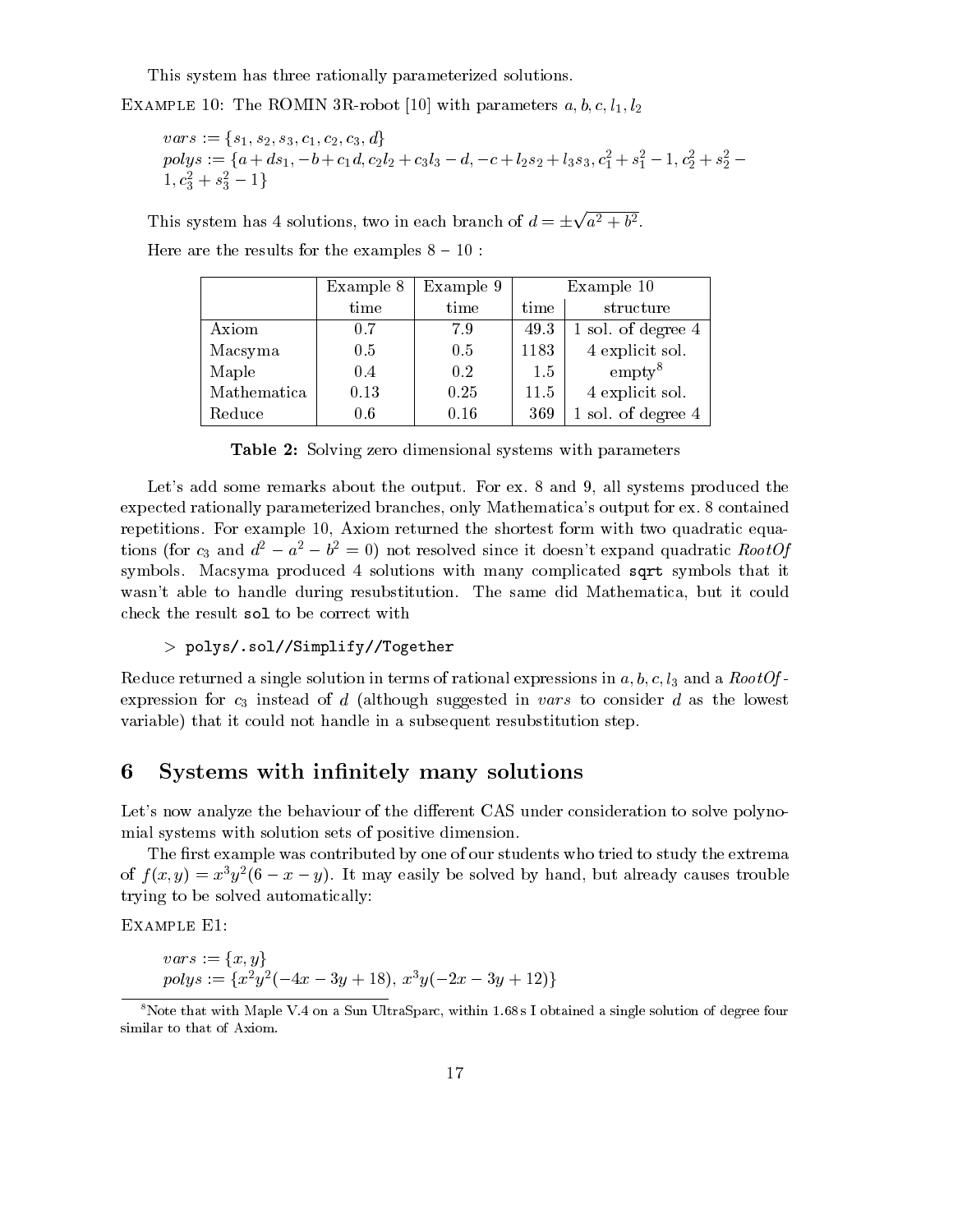This system has three rationally parameterized solutions.

Example 10: The ROMIN 3R-robot [10] with parameters $a, b, c, l_1, l_2$

> $vars := \{s_1, s_2, s_3, c_1, c_2, c_3, d\}$
> $polys := \{a + ds_1, -b + c_1 d, c_2 l_2 + c_3 l_3 - d, -c + l_2 s_2 + l_3 s_3, c_1^2 + s_1^2 - 1, c_2^2 + s_2^2 - 1, c_3^2 + s_3^2 - 1\}$

This system has 4 solutions, two in each branch of $d = \pm\sqrt{a^2 + b^2}$.

Here are the results for the examples $8 - 10$ :

| | Example 8 | Example 9 | Example 10 | |
|---|---|---|---|---|
| | time | time | time | structure |
| Axiom | 0.7 | 7.9 | 49.3 | 1 sol. of degree 4 |
| Macsyma | 0.5 | 0.5 | 1183 | 4 explicit sol. |
| Maple | 0.4 | 0.2 | 1.5 | empty[8] |
| Mathematica | 0.13 | 0.25 | 11.5 | 4 explicit sol. |
| Reduce | 0.6 | 0.16 | 369 | 1 sol. of degree 4 |

**Table 2:** Solving zero dimensional systems with parameters

Let's add some remarks about the output. For ex. 8 and 9, all systems produced the expected rationally parameterized branches, only Mathematica's output for ex. 8 contained repetitions. For example 10, Axiom returned the shortest form with two quadratic equations (for $c_3$ and $d^2 - a^2 - b^2 = 0$) not resolved since it doesn't expand quadratic *RootOf* symbols. Macsyma produced 4 solutions with many complicated `sqrt` symbols that it wasn't able to handle during resubstitution. The same did Mathematica, but it could check the result `sol` to be correct with

```
> polys/.sol//Simplify//Together
```

Reduce returned a single solution in terms of rational expressions in $a, b, c, l_3$ and a *RootOf*-expression for $c_3$ instead of $d$ (although suggested in *vars* to consider $d$ as the lowest variable) that it could not handle in a subsequent resubstitution step.

## 6 Systems with infinitely many solutions

Let's now analyze the behaviour of the different CAS under consideration to solve polynomial systems with solution sets of positive dimension.

The first example was contributed by one of our students who tried to study the extrema of $f(x, y) = x^3 y^2 (6 - x - y)$. It may easily be solved by hand, but already causes trouble trying to be solved automatically:

Example E1:

> $vars := \{x, y\}$
> $polys := \{x^2 y^2 (-4x - 3y + 18),\ x^3 y (-2x - 3y + 12)\}$

[8] Note that with Maple V.4 on a Sun UltraSparc, within 1.68 s I obtained a single solution of degree four similar to that of Axiom.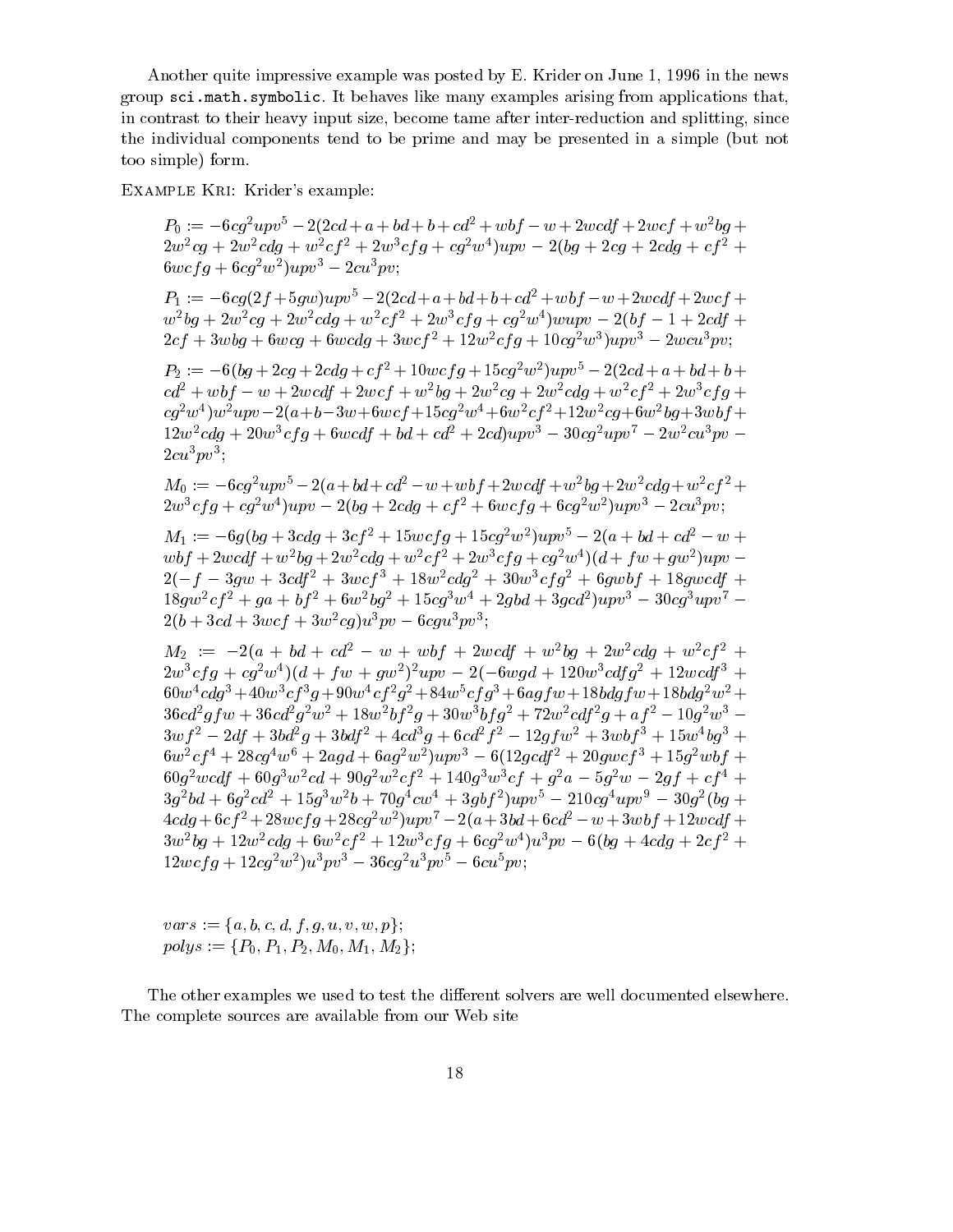Another quite impressive example was posted by E. Krider on June 1, 1996 in the news group `sci.math.symbolic`. It behaves like many examples arising from applications that, in contrast to their heavy input size, become tame after inter-reduction and splitting, since the individual components tend to be prime and may be presented in a simple (but not too simple) form.

Example Kri: Krider's example:

$$P_0 := -6cg^2upv^5 - 2(2cd + a + bd + b + cd^2 + wbf - w + 2wcdf + 2wcf + w^2bg + 2w^2cg + 2w^2cdg + w^2cf^2 + 2w^3cfg + cg^2w^4)upv - 2(bg + 2cg + 2cdg + cf^2 + 6wcfg + 6cg^2w^2)upv^3 - 2cu^3pv;$$

$$P_1 := -6cg(2f + 5gw)upv^5 - 2(2cd + a + bd + b + cd^2 + wbf - w + 2wcdf + 2wcf + w^2bg + 2w^2cg + 2w^2cdg + w^2cf^2 + 2w^3cfg + cg^2w^4)wupv - 2(bf - 1 + 2cdf + 2cf + 3wbg + 6wcg + 6wcdg + 3wcf^2 + 12w^2cfg + 10cg^2w^3)upv^3 - 2wcu^3pv;$$

$$P_2 := -6(bg + 2cg + 2cdg + cf^2 + 10wcfg + 15cg^2w^2)upv^5 - 2(2cd + a + bd + b + cd^2 + wbf - w + 2wcdf + 2wcf + w^2bg + 2w^2cg + 2w^2cdg + w^2cf^2 + 2w^3cfg + cg^2w^4)w^2upv - 2(a + b - 3w + 6wcf + 15cg^2w^4 + 6w^2cf^2 + 12w^2cg + 6w^2bg + 3wbf + 12w^2cdg + 20w^3cfg + 6wcdf + bd + cd^2 + 2cd)upv^3 - 30cg^2upv^7 - 2w^2cu^3pv - 2cu^3pv^3;$$

$$M_0 := -6cg^2upv^5 - 2(a + bd + cd^2 - w + wbf + 2wcdf + w^2bg + 2w^2cdg + w^2cf^2 + 2w^3cfg + cg^2w^4)upv - 2(bg + 2cdg + cf^2 + 6wcfg + 6cg^2w^2)upv^3 - 2cu^3pv;$$

$$M_1 := -6g(bg + 3cdg + 3cf^2 + 15wcfg + 15cg^2w^2)upv^5 - 2(a + bd + cd^2 - w + wbf + 2wcdf + w^2bg + 2w^2cdg + w^2cf^2 + 2w^3cfg + cg^2w^4)(d + fw + gw^2)upv - 2(-f - 3gw + 3cdf^2 + 3wcf^3 + 18w^2cdg^2 + 30w^3cfg^2 + 6gwbf + 18gwcdf + 18gw^2cf^2 + ga + bf^2 + 6w^2bg^2 + 15cg^3w^4 + 2gbd + 3gcd^2)upv^3 - 30cg^3upv^7 - 2(b + 3cd + 3wcf + 3w^2cg)u^3pv - 6cgu^3pv^3;$$

$$M_2 := -2(a + bd + cd^2 - w + wbf + 2wcdf + w^2bg + 2w^2cdg + w^2cf^2 + 2w^3cfg + cg^2w^4)(d + fw + gw^2)^2upv - 2(-6wgd + 120w^3cdfg^2 + 12wcdf^3 + 60w^4cdg^3 + 40w^3cf^3g + 90w^4cf^2g^2 + 84w^5cfg^3 + 6agfw + 18bdgfw + 18bdg^2w^2 + 36cd^2gfw + 36cd^2g^2w^2 + 18w^2bf^2g + 30w^3bfg^2 + 72w^2cdf^2g + af^2 - 10g^2w^3 - 3wf^2 - 2df + 3bd^2g + 3bdf^2 + 4cd^3g + 6cd^2f^2 - 12gfw^2 + 3wbf^3 + 15w^4bg^3 + 6w^2cf^4 + 28cg^4w^6 + 2agd + 6ag^2w^2)upv^3 - 6(12gcdf^2 + 20gwcf^3 + 15g^2wbf + 60g^2wcdf + 60g^3w^2cd + 90g^2w^2cf^2 + 140g^3w^3cf + g^2a - 5g^2w - 2gf + cf^4 + 3g^2bd + 6g^2cd^2 + 15g^3w^2b + 70g^4cw^4 + 3gbf^2)upv^5 - 210cg^4upv^9 - 30g^2(bg + 4cdg + 6cf^2 + 28wcfg + 28cg^2w^2)upv^7 - 2(a + 3bd + 6cd^2 - w + 3wbf + 12wcdf + 3w^2bg + 12w^2cdg + 6w^2cf^2 + 12w^3cfg + 6cg^2w^4)u^3pv - 6(bg + 4cdg + 2cf^2 + 12wcfg + 12cg^2w^2)u^3pv^3 - 36cg^2u^3pv^5 - 6cu^5pv;$$

$vars := \{a, b, c, d, f, g, u, v, w, p\};$
$polys := \{P_0, P_1, P_2, M_0, M_1, M_2\};$

The other examples we used to test the different solvers are well documented elsewhere. The complete sources are available from our Web site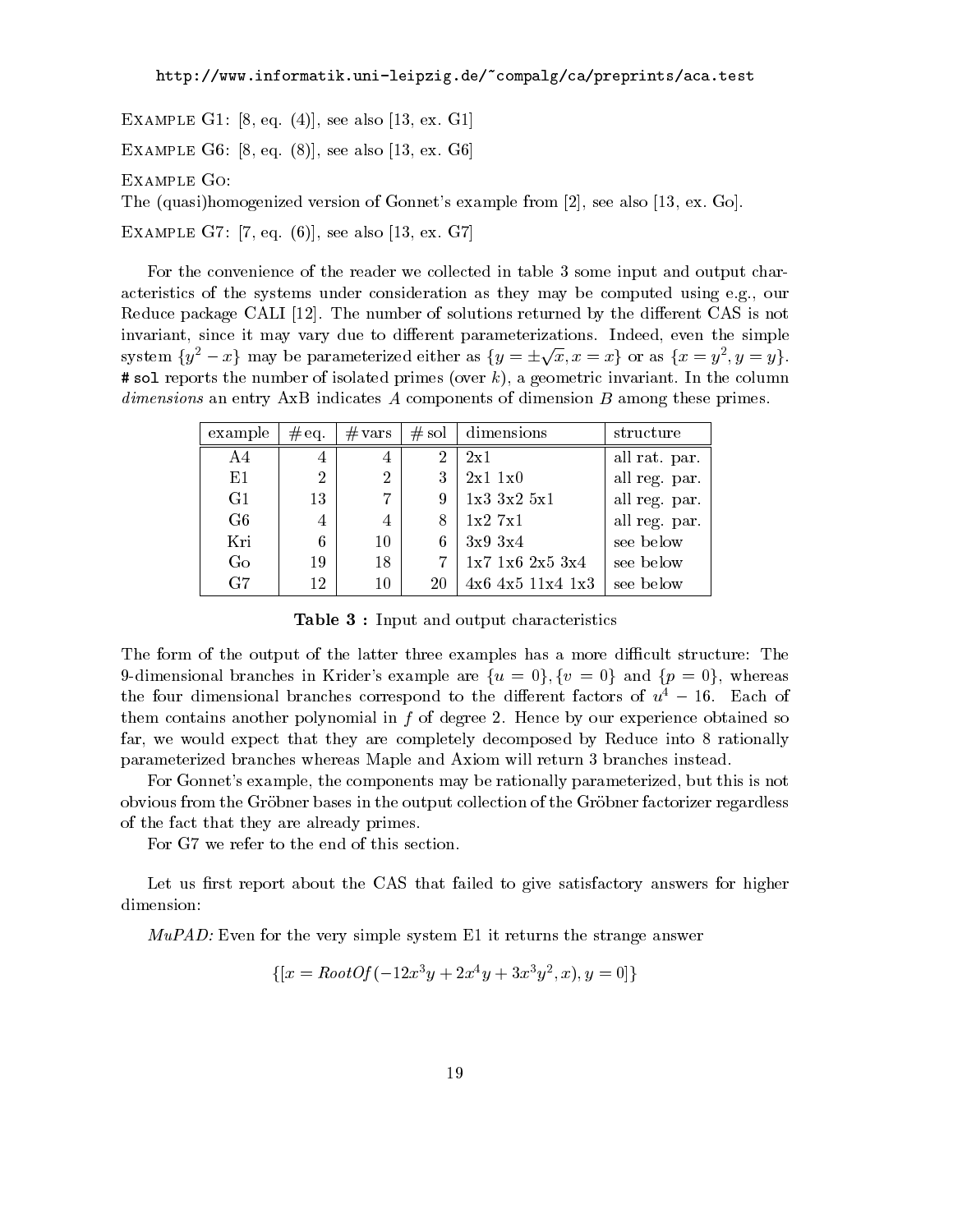http://www.informatik.uni-leipzig.de/~compalg/ca/preprints/aca.test

Example G1: [8, eq. (4)], see also [13, ex. G1]

Example G6: [8, eq. (8)], see also [13, ex. G6]

Example Go:
The (quasi)homogenized version of Gonnet's example from [2], see also [13, ex. Go].

Example G7: [7, eq. (6)], see also [13, ex. G7]

For the convenience of the reader we collected in table 3 some input and output characteristics of the systems under consideration as they may be computed using e.g., our Reduce package CALI [12]. The number of solutions returned by the different CAS is not invariant, since it may vary due to different parameterizations. Indeed, even the simple system $\{y^2 - x\}$ may be parameterized either as $\{y = \pm\sqrt{x}, x = x\}$ or as $\{x = y^2, y = y\}$. `# sol` reports the number of isolated primes (over $k$), a geometric invariant. In the column *dimensions* an entry AxB indicates $A$ components of dimension $B$ among these primes.

| example | # eq. | # vars | # sol | dimensions | structure |
|---|---|---|---|---|---|
| A4 | 4 | 4 | 2 | 2x1 | all rat. par. |
| E1 | 2 | 2 | 3 | 2x1 1x0 | all reg. par. |
| G1 | 13 | 7 | 9 | 1x3 3x2 5x1 | all reg. par. |
| G6 | 4 | 4 | 8 | 1x2 7x1 | all reg. par. |
| Kri | 6 | 10 | 6 | 3x9 3x4 | see below |
| Go | 19 | 18 | 7 | 1x7 1x6 2x5 3x4 | see below |
| G7 | 12 | 10 | 20 | 4x6 4x5 11x4 1x3 | see below |

**Table 3 :** Input and output characteristics

The form of the output of the latter three examples has a more difficult structure: The 9-dimensional branches in Krider's example are $\{u = 0\}, \{v = 0\}$ and $\{p = 0\}$, whereas the four dimensional branches correspond to the different factors of $u^4 - 16$. Each of them contains another polynomial in $f$ of degree 2. Hence by our experience obtained so far, we would expect that they are completely decomposed by Reduce into 8 rationally parameterized branches whereas Maple and Axiom will return 3 branches instead.

For Gonnet's example, the components may be rationally parameterized, but this is not obvious from the Gröbner bases in the output collection of the Gröbner factorizer regardless of the fact that they are already primes.

For G7 we refer to the end of this section.

Let us first report about the CAS that failed to give satisfactory answers for higher dimension:

*MuPAD:* Even for the very simple system E1 it returns the strange answer

$$\{[x = RootOf(-12x^3y + 2x^4y + 3x^3y^2, x), y = 0]\}$$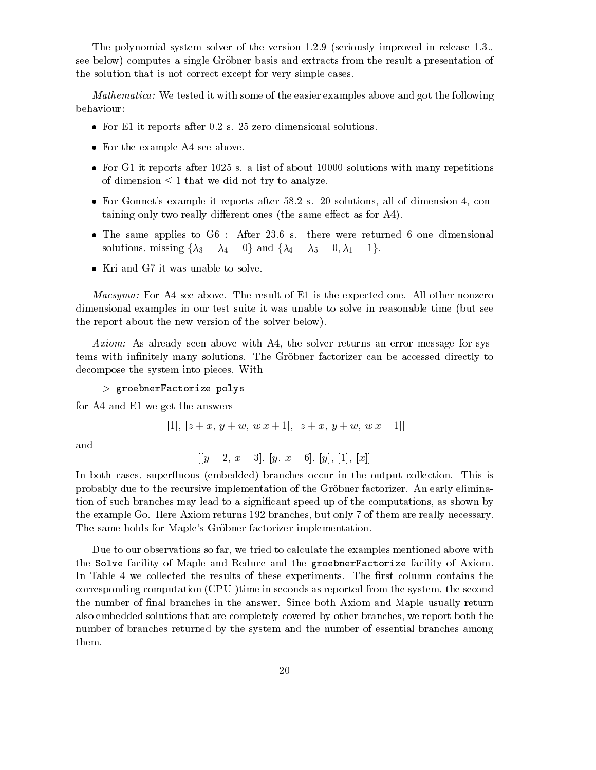The polynomial system solver of the version 1.2.9 (seriously improved in release 1.3., see below) computes a single Gröbner basis and extracts from the result a presentation of the solution that is not correct except for very simple cases.

*Mathematica:* We tested it with some of the easier examples above and got the following behaviour:

- For E1 it reports after 0.2 s. 25 zero dimensional solutions.
- For the example A4 see above.
- For G1 it reports after 1025 s. a list of about 10000 solutions with many repetitions of dimension $\leq 1$ that we did not try to analyze.
- For Gonnet's example it reports after 58.2 s. 20 solutions, all of dimension 4, containing only two really different ones (the same effect as for A4).
- The same applies to G6 : After 23.6 s. there were returned 6 one dimensional solutions, missing $\{\lambda_3 = \lambda_4 = 0\}$ and $\{\lambda_4 = \lambda_5 = 0, \lambda_1 = 1\}$.
- Kri and G7 it was unable to solve.

*Macsyma:* For A4 see above. The result of E1 is the expected one. All other nonzero dimensional examples in our test suite it was unable to solve in reasonable time (but see the report about the new version of the solver below).

*Axiom:* As already seen above with A4, the solver returns an error message for systems with infinitely many solutions. The Gröbner factorizer can be accessed directly to decompose the system into pieces. With

```
> groebnerFactorize polys
```

for A4 and E1 we get the answers

$$[[1],\ [z+x,\ y+w,\ w\,x+1],\ [z+x,\ y+w,\ w\,x-1]]$$

and

$$[[y-2,\ x-3],\ [y,\ x-6],\ [y],\ [1],\ [x]]$$

In both cases, superfluous (embedded) branches occur in the output collection. This is probably due to the recursive implementation of the Gröbner factorizer. An early elimination of such branches may lead to a significant speed up of the computations, as shown by the example Go. Here Axiom returns 192 branches, but only 7 of them are really necessary. The same holds for Maple's Gröbner factorizer implementation.

Due to our observations so far, we tried to calculate the examples mentioned above with the `Solve` facility of Maple and Reduce and the `groebnerFactorize` facility of Axiom. In Table 4 we collected the results of these experiments. The first column contains the corresponding computation (CPU-)time in seconds as reported from the system, the second the number of final branches in the answer. Since both Axiom and Maple usually return also embedded solutions that are completely covered by other branches, we report both the number of branches returned by the system and the number of essential branches among them.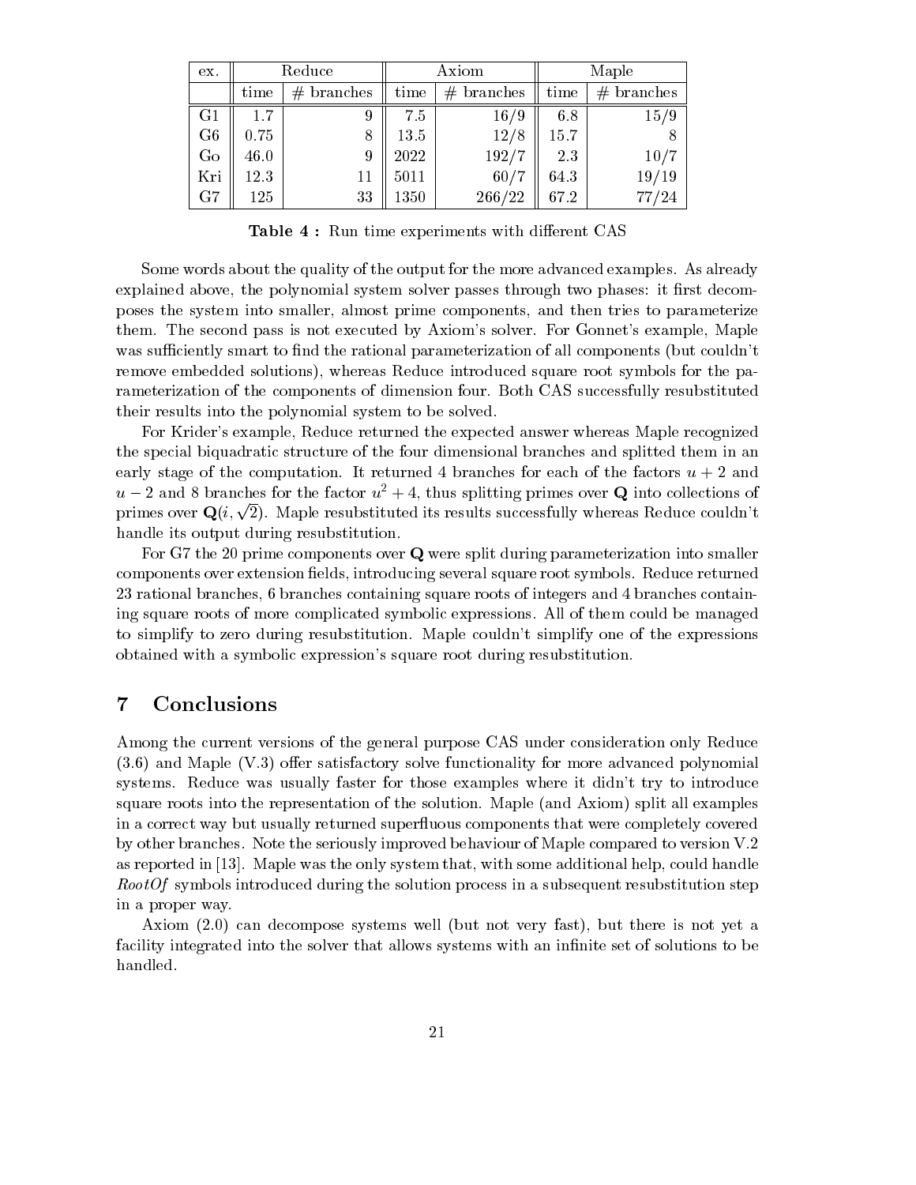| ex. | Reduce | | Axiom | | Maple | |
|---|---|---|---|---|---|---|
| | time | # branches | time | # branches | time | # branches |
| G1 | 1.7 | 9 | 7.5 | 16/9 | 6.8 | 15/9 |
| G6 | 0.75 | 8 | 13.5 | 12/8 | 15.7 | 8 |
| Go | 46.0 | 9 | 2022 | 192/7 | 2.3 | 10/7 |
| Kri | 12.3 | 11 | 5011 | 60/7 | 64.3 | 19/19 |
| G7 | 125 | 33 | 1350 | 266/22 | 67.2 | 77/24 |

**Table 4 :** Run time experiments with different CAS

Some words about the quality of the output for the more advanced examples. As already explained above, the polynomial system solver passes through two phases: it first decomposes the system into smaller, almost prime components, and then tries to parameterize them. The second pass is not executed by Axiom's solver. For Gonnet's example, Maple was sufficiently smart to find the rational parameterization of all components (but couldn't remove embedded solutions), whereas Reduce introduced square root symbols for the parameterization of the components of dimension four. Both CAS successfully resubstituted their results into the polynomial system to be solved.

For Krider's example, Reduce returned the expected answer whereas Maple recognized the special biquadratic structure of the four dimensional branches and splitted them in an early stage of the computation. It returned 4 branches for each of the factors $u+2$ and $u-2$ and 8 branches for the factor $u^2+4$, thus splitting primes over $\mathbf{Q}$ into collections of primes over $\mathbf{Q}(i,\sqrt{2})$. Maple resubstituted its results successfully whereas Reduce couldn't handle its output during resubstitution.

For G7 the 20 prime components over $\mathbf{Q}$ were split during parameterization into smaller components over extension fields, introducing several square root symbols. Reduce returned 23 rational branches, 6 branches containing square roots of integers and 4 branches containing square roots of more complicated symbolic expressions. All of them could be managed to simplify to zero during resubstitution. Maple couldn't simplify one of the expressions obtained with a symbolic expression's square root during resubstitution.

## 7 Conclusions

Among the current versions of the general purpose CAS under consideration only Reduce (3.6) and Maple (V.3) offer satisfactory solve functionality for more advanced polynomial systems. Reduce was usually faster for those examples where it didn't try to introduce square roots into the representation of the solution. Maple (and Axiom) split all examples in a correct way but usually returned superfluous components that were completely covered by other branches. Note the seriously improved behaviour of Maple compared to version V.2 as reported in [13]. Maple was the only system that, with some additional help, could handle *RootOf* symbols introduced during the solution process in a subsequent resubstitution step in a proper way.

Axiom (2.0) can decompose systems well (but not very fast), but there is not yet a facility integrated into the solver that allows systems with an infinite set of solutions to be handled.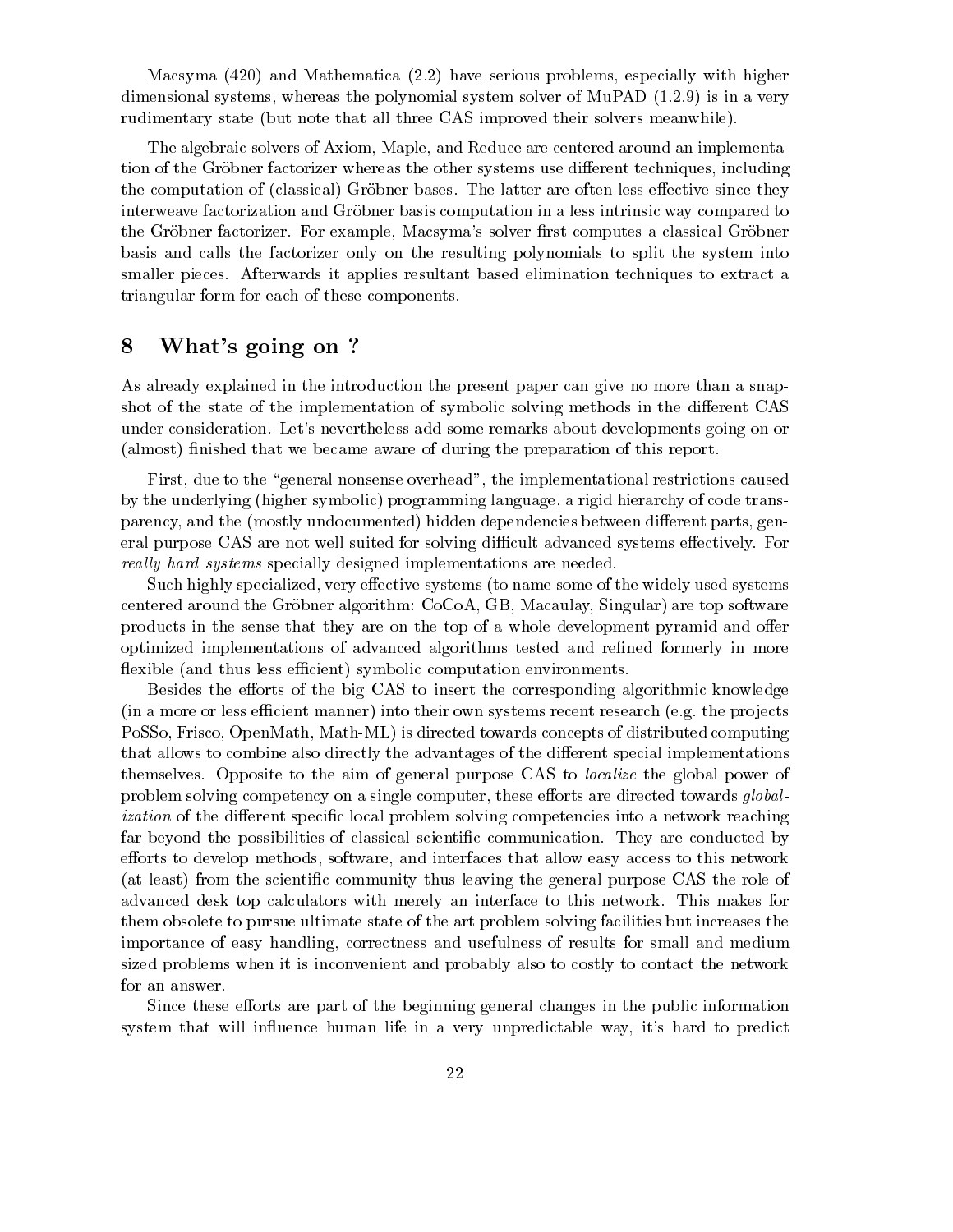Macsyma (420) and Mathematica (2.2) have serious problems, especially with higher dimensional systems, whereas the polynomial system solver of MuPAD (1.2.9) is in a very rudimentary state (but note that all three CAS improved their solvers meanwhile).

The algebraic solvers of Axiom, Maple, and Reduce are centered around an implementation of the Gröbner factorizer whereas the other systems use different techniques, including the computation of (classical) Gröbner bases. The latter are often less effective since they interweave factorization and Gröbner basis computation in a less intrinsic way compared to the Gröbner factorizer. For example, Macsyma's solver first computes a classical Gröbner basis and calls the factorizer only on the resulting polynomials to split the system into smaller pieces. Afterwards it applies resultant based elimination techniques to extract a triangular form for each of these components.

# 8 What's going on ?

As already explained in the introduction the present paper can give no more than a snapshot of the state of the implementation of symbolic solving methods in the different CAS under consideration. Let's nevertheless add some remarks about developments going on or (almost) finished that we became aware of during the preparation of this report.

First, due to the "general nonsense overhead", the implementational restrictions caused by the underlying (higher symbolic) programming language, a rigid hierarchy of code transparency, and the (mostly undocumented) hidden dependencies between different parts, general purpose CAS are not well suited for solving difficult advanced systems effectively. For *really hard systems* specially designed implementations are needed.

Such highly specialized, very effective systems (to name some of the widely used systems centered around the Gröbner algorithm: CoCoA, GB, Macaulay, Singular) are top software products in the sense that they are on the top of a whole development pyramid and offer optimized implementations of advanced algorithms tested and refined formerly in more flexible (and thus less efficient) symbolic computation environments.

Besides the efforts of the big CAS to insert the corresponding algorithmic knowledge (in a more or less efficient manner) into their own systems recent research (e.g. the projects PoSSo, Frisco, OpenMath, Math-ML) is directed towards concepts of distributed computing that allows to combine also directly the advantages of the different special implementations themselves. Opposite to the aim of general purpose CAS to *localize* the global power of problem solving competency on a single computer, these efforts are directed towards *globalization* of the different specific local problem solving competencies into a network reaching far beyond the possibilities of classical scientific communication. They are conducted by efforts to develop methods, software, and interfaces that allow easy access to this network (at least) from the scientific community thus leaving the general purpose CAS the role of advanced desk top calculators with merely an interface to this network. This makes for them obsolete to pursue ultimate state of the art problem solving facilities but increases the importance of easy handling, correctness and usefulness of results for small and medium sized problems when it is inconvenient and probably also to costly to contact the network for an answer.

Since these efforts are part of the beginning general changes in the public information system that will influence human life in a very unpredictable way, it's hard to predict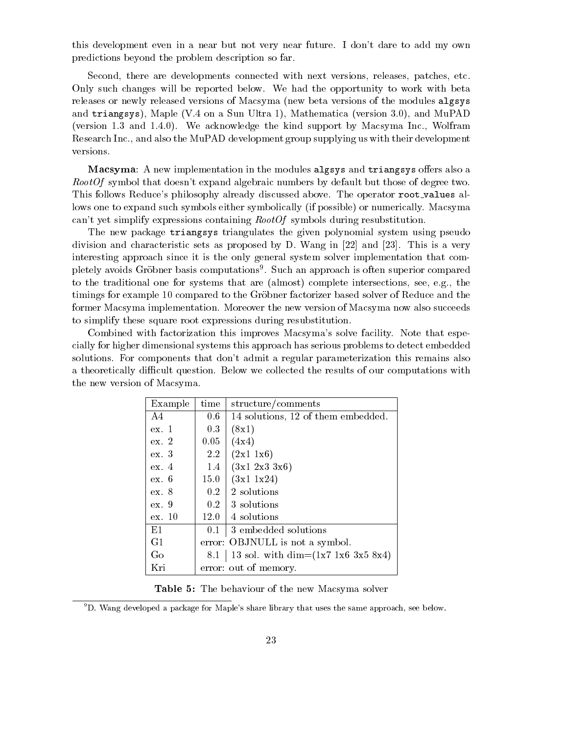this development even in a near but not very near future. I don't dare to add my own predictions beyond the problem description so far.

Second, there are developments connected with next versions, releases, patches, etc. Only such changes will be reported below. We had the opportunity to work with beta releases or newly released versions of Macsyma (new beta versions of the modules **algsys** and **triangsys**), Maple (V.4 on a Sun Ultra 1), Mathematica (version 3.0), and MuPAD (version 1.3 and 1.4.0). We acknowledge the kind support by Macsyma Inc., Wolfram Research Inc., and also the MuPAD development group supplying us with their development versions.

**Macsyma**: A new implementation in the modules **algsys** and **triangsys** offers also a *RootOf* symbol that doesn't expand algebraic numbers by default but those of degree two. This follows Reduce's philosophy already discussed above. The operator **root_values** allows one to expand such symbols either symbolically (if possible) or numerically. Macsyma can't yet simplify expressions containing *RootOf* symbols during resubstitution.

The new package **triangsys** triangulates the given polynomial system using pseudo division and characteristic sets as proposed by D. Wang in [22] and [23]. This is a very interesting approach since it is the only general system solver implementation that completely avoids Gröbner basis computations[9]. Such an approach is often superior compared to the traditional one for systems that are (almost) complete intersections, see, e.g., the timings for example 10 compared to the Gröbner factorizer based solver of Reduce and the former Macsyma implementation. Moreover the new version of Macsyma now also succeeds to simplify these square root expressions during resubstitution.

Combined with factorization this improves Macsyma's solve facility. Note that especially for higher dimensional systems this approach has serious problems to detect embedded solutions. For components that don't admit a regular parameterization this remains also a theoretically difficult question. Below we collected the results of our computations with the new version of Macsyma.

| Example | time | structure/comments |
|---|---|---|
| A4 | 0.6 | 14 solutions, 12 of them embedded. |
| ex. 1 | 0.3 | (8x1) |
| ex. 2 | 0.05 | (4x4) |
| ex. 3 | 2.2 | (2x1 1x6) |
| ex. 4 | 1.4 | (3x1 2x3 3x6) |
| ex. 6 | 15.0 | (3x1 1x24) |
| ex. 8 | 0.2 | 2 solutions |
| ex. 9 | 0.2 | 3 solutions |
| ex. 10 | 12.0 | 4 solutions |
| E1 | 0.1 | 3 embedded solutions |
| G1 | error: OBJNULL is not a symbol. | |
| Go | 8.1 | 13 sol. with dim=(1x7 1x6 3x5 8x4) |
| Kri | error: out of memory. | |

**Table 5:** The behaviour of the new Macsyma solver

[9] D. Wang developed a package for Maple's share library that uses the same approach, see below.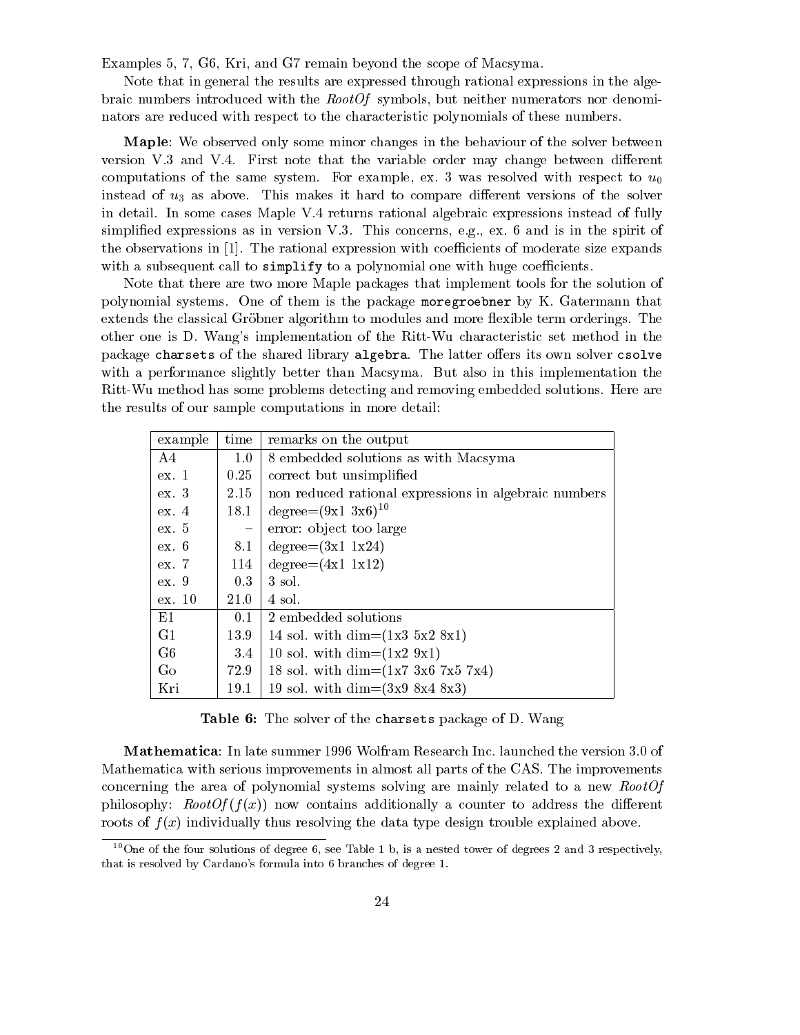Examples 5, 7, G6, Kri, and G7 remain beyond the scope of Macsyma.

Note that in general the results are expressed through rational expressions in the algebraic numbers introduced with the *RootOf* symbols, but neither numerators nor denominators are reduced with respect to the characteristic polynomials of these numbers.

**Maple**: We observed only some minor changes in the behaviour of the solver between version V.3 and V.4. First note that the variable order may change between different computations of the same system. For example, ex. 3 was resolved with respect to $u_0$ instead of $u_3$ as above. This makes it hard to compare different versions of the solver in detail. In some cases Maple V.4 returns rational algebraic expressions instead of fully simplified expressions as in version V.3. This concerns, e.g., ex. 6 and is in the spirit of the observations in [1]. The rational expression with coefficients of moderate size expands with a subsequent call to `simplify` to a polynomial one with huge coefficients.

Note that there are two more Maple packages that implement tools for the solution of polynomial systems. One of them is the package `moregroebner` by K. Gatermann that extends the classical Gröbner algorithm to modules and more flexible term orderings. The other one is D. Wang's implementation of the Ritt-Wu characteristic set method in the package `charsets` of the shared library `algebra`. The latter offers its own solver `csolve` with a performance slightly better than Macsyma. But also in this implementation the Ritt-Wu method has some problems detecting and removing embedded solutions. Here are the results of our sample computations in more detail:

| example | time | remarks on the output |
|---|---|---|
| A4 | 1.0 | 8 embedded solutions as with Macsyma |
| ex. 1 | 0.25 | correct but unsimplified |
| ex. 3 | 2.15 | non reduced rational expressions in algebraic numbers |
| ex. 4 | 18.1 | degree=(9x1 3x6)[10] |
| ex. 5 | – | error: object too large |
| ex. 6 | 8.1 | degree=(3x1 1x24) |
| ex. 7 | 114 | degree=(4x1 1x12) |
| ex. 9 | 0.3 | 3 sol. |
| ex. 10 | 21.0 | 4 sol. |
| E1 | 0.1 | 2 embedded solutions |
| G1 | 13.9 | 14 sol. with dim=(1x3 5x2 8x1) |
| G6 | 3.4 | 10 sol. with dim=(1x2 9x1) |
| Go | 72.9 | 18 sol. with dim=(1x7 3x6 7x5 7x4) |
| Kri | 19.1 | 19 sol. with dim=(3x9 8x4 8x3) |

**Table 6:** The solver of the `charsets` package of D. Wang

**Mathematica**: In late summer 1996 Wolfram Research Inc. launched the version 3.0 of Mathematica with serious improvements in almost all parts of the CAS. The improvements concerning the area of polynomial systems solving are mainly related to a new *RootOf* philosophy: *RootOf*$(f(x))$ now contains additionally a counter to address the different roots of $f(x)$ individually thus resolving the data type design trouble explained above.

[10] One of the four solutions of degree 6, see Table 1 b, is a nested tower of degrees 2 and 3 respectively, that is resolved by Cardano's formula into 6 branches of degree 1.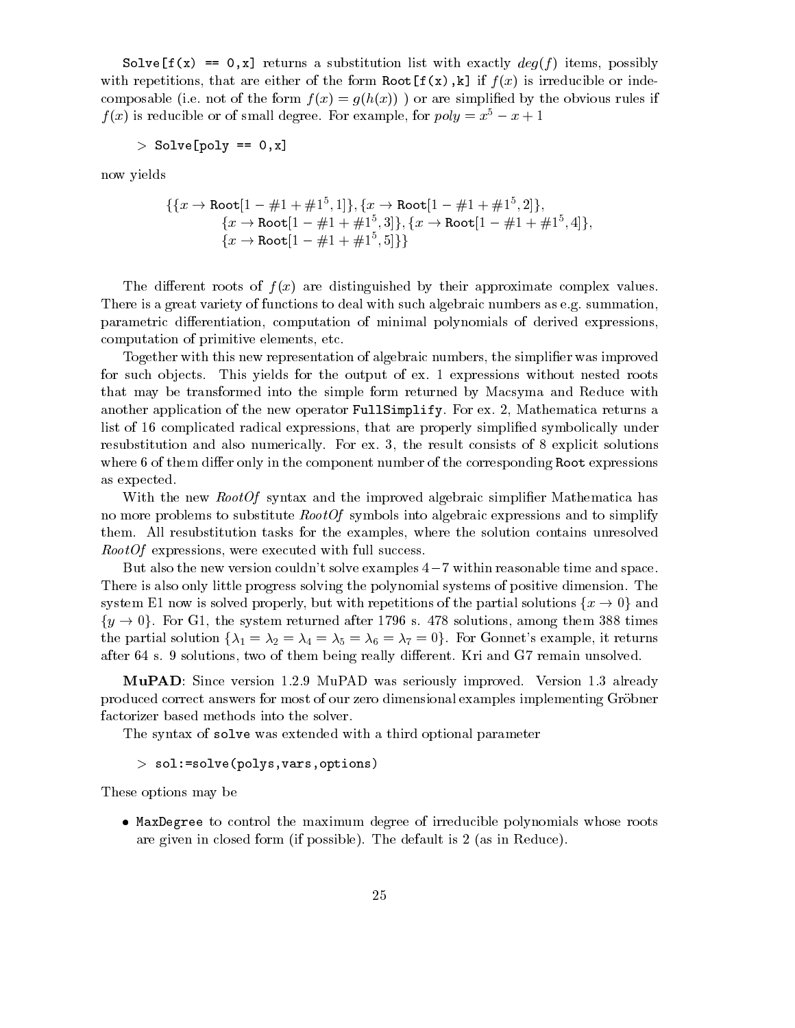`Solve[f(x) == 0,x]` returns a substitution list with exactly $deg(f)$ items, possibly with repetitions, that are either of the form `Root[f(x),k]` if $f(x)$ is irreducible or indecomposable (i.e. not of the form $f(x) = g(h(x))$ ) or are simplified by the obvious rules if $f(x)$ is reducible or of small degree. For example, for $poly = x^5 - x + 1$

```
> Solve[poly == 0,x]
```

now yields

$$\{\{x \to \texttt{Root}[1 - \#1 + \#1^5, 1]\}, \{x \to \texttt{Root}[1 - \#1 + \#1^5, 2]\},$$
$$\{x \to \texttt{Root}[1 - \#1 + \#1^5, 3]\}, \{x \to \texttt{Root}[1 - \#1 + \#1^5, 4]\},$$
$$\{x \to \texttt{Root}[1 - \#1 + \#1^5, 5]\}\}$$

The different roots of $f(x)$ are distinguished by their approximate complex values. There is a great variety of functions to deal with such algebraic numbers as e.g. summation, parametric differentiation, computation of minimal polynomials of derived expressions, computation of primitive elements, etc.

Together with this new representation of algebraic numbers, the simplifier was improved for such objects. This yields for the output of ex. 1 expressions without nested roots that may be transformed into the simple form returned by Macsyma and Reduce with another application of the new operator `FullSimplify`. For ex. 2, Mathematica returns a list of 16 complicated radical expressions, that are properly simplified symbolically under resubstitution and also numerically. For ex. 3, the result consists of 8 explicit solutions where 6 of them differ only in the component number of the corresponding `Root` expressions as expected.

With the new *RootOf* syntax and the improved algebraic simplifier Mathematica has no more problems to substitute *RootOf* symbols into algebraic expressions and to simplify them. All resubstitution tasks for the examples, where the solution contains unresolved *RootOf* expressions, were executed with full success.

But also the new version couldn't solve examples $4-7$ within reasonable time and space. There is also only little progress solving the polynomial systems of positive dimension. The system E1 now is solved properly, but with repetitions of the partial solutions $\{x \to 0\}$ and $\{y \to 0\}$. For G1, the system returned after 1796 s. 478 solutions, among them 388 times the partial solution $\{\lambda_1 = \lambda_2 = \lambda_4 = \lambda_5 = \lambda_6 = \lambda_7 = 0\}$. For Gonnet's example, it returns after 64 s. 9 solutions, two of them being really different. Kri and G7 remain unsolved.

**MuPAD**: Since version 1.2.9 MuPAD was seriously improved. Version 1.3 already produced correct answers for most of our zero dimensional examples implementing Gröbner factorizer based methods into the solver.

The syntax of `solve` was extended with a third optional parameter

```
> sol:=solve(polys,vars,options)
```

These options may be

- `MaxDegree` to control the maximum degree of irreducible polynomials whose roots are given in closed form (if possible). The default is 2 (as in Reduce).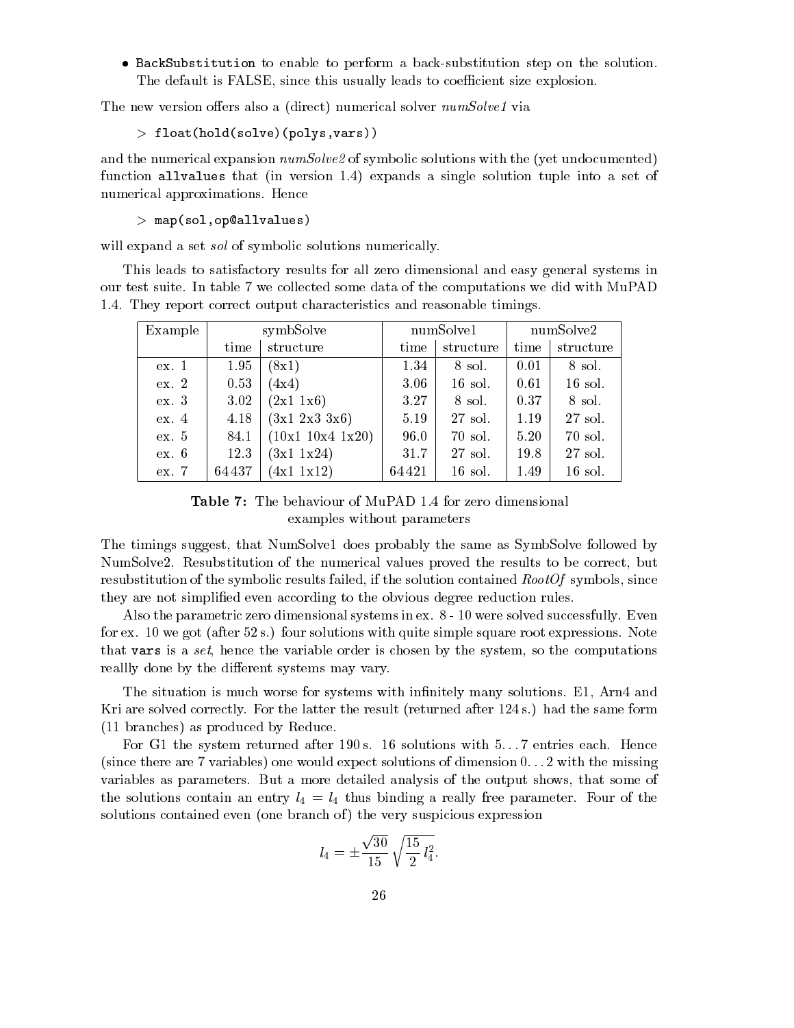- `BackSubstitution` to enable to perform a back-substitution step on the solution. The default is FALSE, since this usually leads to coefficient size explosion.

The new version offers also a (direct) numerical solver *numSolve1* via

```
> float(hold(solve)(polys,vars))
```

and the numerical expansion *numSolve2* of symbolic solutions with the (yet undocumented) function `allvalues` that (in version 1.4) expands a single solution tuple into a set of numerical approximations. Hence

```
> map(sol,op@allvalues)
```

will expand a set *sol* of symbolic solutions numerically.

This leads to satisfactory results for all zero dimensional and easy general systems in our test suite. In table 7 we collected some data of the computations we did with MuPAD 1.4. They report correct output characteristics and reasonable timings.

| Example | symbSolve | | numSolve1 | | numSolve2 | |
|---|---|---|---|---|---|---|
| | time | structure | time | structure | time | structure |
| ex. 1 | 1.95 | (8x1) | 1.34 | 8 sol. | 0.01 | 8 sol. |
| ex. 2 | 0.53 | (4x4) | 3.06 | 16 sol. | 0.61 | 16 sol. |
| ex. 3 | 3.02 | (2x1 1x6) | 3.27 | 8 sol. | 0.37 | 8 sol. |
| ex. 4 | 4.18 | (3x1 2x3 3x6) | 5.19 | 27 sol. | 1.19 | 27 sol. |
| ex. 5 | 84.1 | (10x1 10x4 1x20) | 96.0 | 70 sol. | 5.20 | 70 sol. |
| ex. 6 | 12.3 | (3x1 1x24) | 31.7 | 27 sol. | 19.8 | 27 sol. |
| ex. 7 | 64437 | (4x1 1x12) | 64421 | 16 sol. | 1.49 | 16 sol. |

**Table 7:** The behaviour of MuPAD 1.4 for zero dimensional examples without parameters

The timings suggest, that NumSolve1 does probably the same as SymbSolve followed by NumSolve2. Resubstitution of the numerical values proved the results to be correct, but resubstitution of the symbolic results failed, if the solution contained *RootOf* symbols, since they are not simplified even according to the obvious degree reduction rules.

Also the parametric zero dimensional systems in ex. 8 - 10 were solved successfully. Even for ex. 10 we got (after 52 s.) four solutions with quite simple square root expressions. Note that `vars` is a *set*, hence the variable order is chosen by the system, so the computations reallly done by the different systems may vary.

The situation is much worse for systems with infinitely many solutions. E1, Arn4 and Kri are solved correctly. For the latter the result (returned after 124 s.) had the same form (11 branches) as produced by Reduce.

For G1 the system returned after 190 s. 16 solutions with 5...7 entries each. Hence (since there are 7 variables) one would expect solutions of dimension 0...2 with the missing variables as parameters. But a more detailed analysis of the output shows, that some of the solutions contain an entry $l_4 = l_4$ thus binding a really free parameter. Four of the solutions contained even (one branch of) the very suspicious expression

$$l_4 = \pm \frac{\sqrt{30}}{15} \sqrt{\frac{15}{2}\, l_4^2}.$$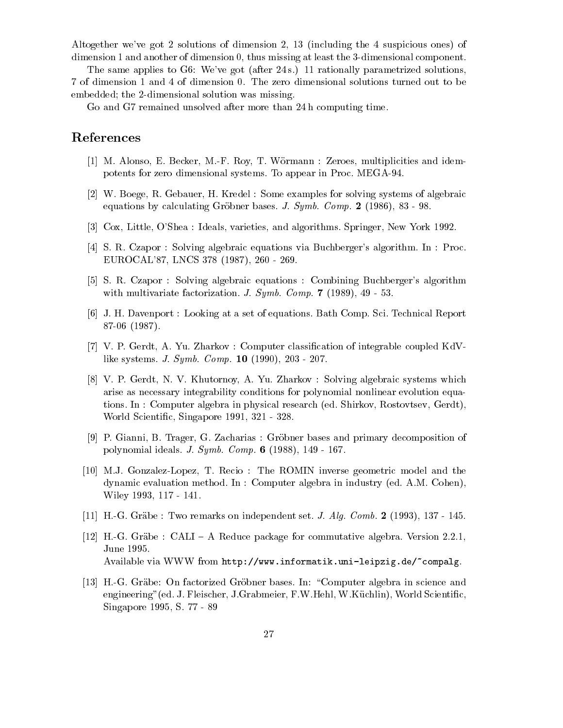Altogether we've got 2 solutions of dimension 2, 13 (including the 4 suspicious ones) of dimension 1 and another of dimension 0, thus missing at least the 3-dimensional component.

The same applies to G6: We've got (after 24 s.) 11 rationally parametrized solutions, 7 of dimension 1 and 4 of dimension 0. The zero dimensional solutions turned out to be embedded; the 2-dimensional solution was missing.

Go and G7 remained unsolved after more than 24 h computing time.

# References

[1] M. Alonso, E. Becker, M.-F. Roy, T. Wörmann : Zeroes, multiplicities and idempotents for zero dimensional systems. To appear in Proc. MEGA-94.

[2] W. Boege, R. Gebauer, H. Kredel : Some examples for solving systems of algebraic equations by calculating Gröbner bases. *J. Symb. Comp.* **2** (1986), 83 - 98.

[3] Cox, Little, O'Shea : Ideals, varieties, and algorithms. Springer, New York 1992.

[4] S. R. Czapor : Solving algebraic equations via Buchberger's algorithm. In : Proc. EUROCAL'87, LNCS 378 (1987), 260 - 269.

[5] S. R. Czapor : Solving algebraic equations : Combining Buchberger's algorithm with multivariate factorization. *J. Symb. Comp.* **7** (1989), 49 - 53.

[6] J. H. Davenport : Looking at a set of equations. Bath Comp. Sci. Technical Report 87-06 (1987).

[7] V. P. Gerdt, A. Yu. Zharkov : Computer classification of integrable coupled KdV-like systems. *J. Symb. Comp.* **10** (1990), 203 - 207.

[8] V. P. Gerdt, N. V. Khutornoy, A. Yu. Zharkov : Solving algebraic systems which arise as necessary integrability conditions for polynomial nonlinear evolution equations. In : Computer algebra in physical research (ed. Shirkov, Rostovtsev, Gerdt), World Scientific, Singapore 1991, 321 - 328.

[9] P. Gianni, B. Trager, G. Zacharias : Gröbner bases and primary decomposition of polynomial ideals. *J. Symb. Comp.* **6** (1988), 149 - 167.

[10] M.J. Gonzalez-Lopez, T. Recio : The ROMIN inverse geometric model and the dynamic evaluation method. In : Computer algebra in industry (ed. A.M. Cohen), Wiley 1993, 117 - 141.

[11] H.-G. Gräbe : Two remarks on independent set. *J. Alg. Comb.* **2** (1993), 137 - 145.

[12] H.-G. Gräbe : CALI – A Reduce package for commutative algebra. Version 2.2.1, June 1995.
Available via WWW from `http://www.informatik.uni-leipzig.de/~compalg`.

[13] H.-G. Gräbe: On factorized Gröbner bases. In: "Computer algebra in science and engineering"(ed. J. Fleischer, J.Grabmeier, F.W.Hehl, W.Küchlin), World Scientific, Singapore 1995, S. 77 - 89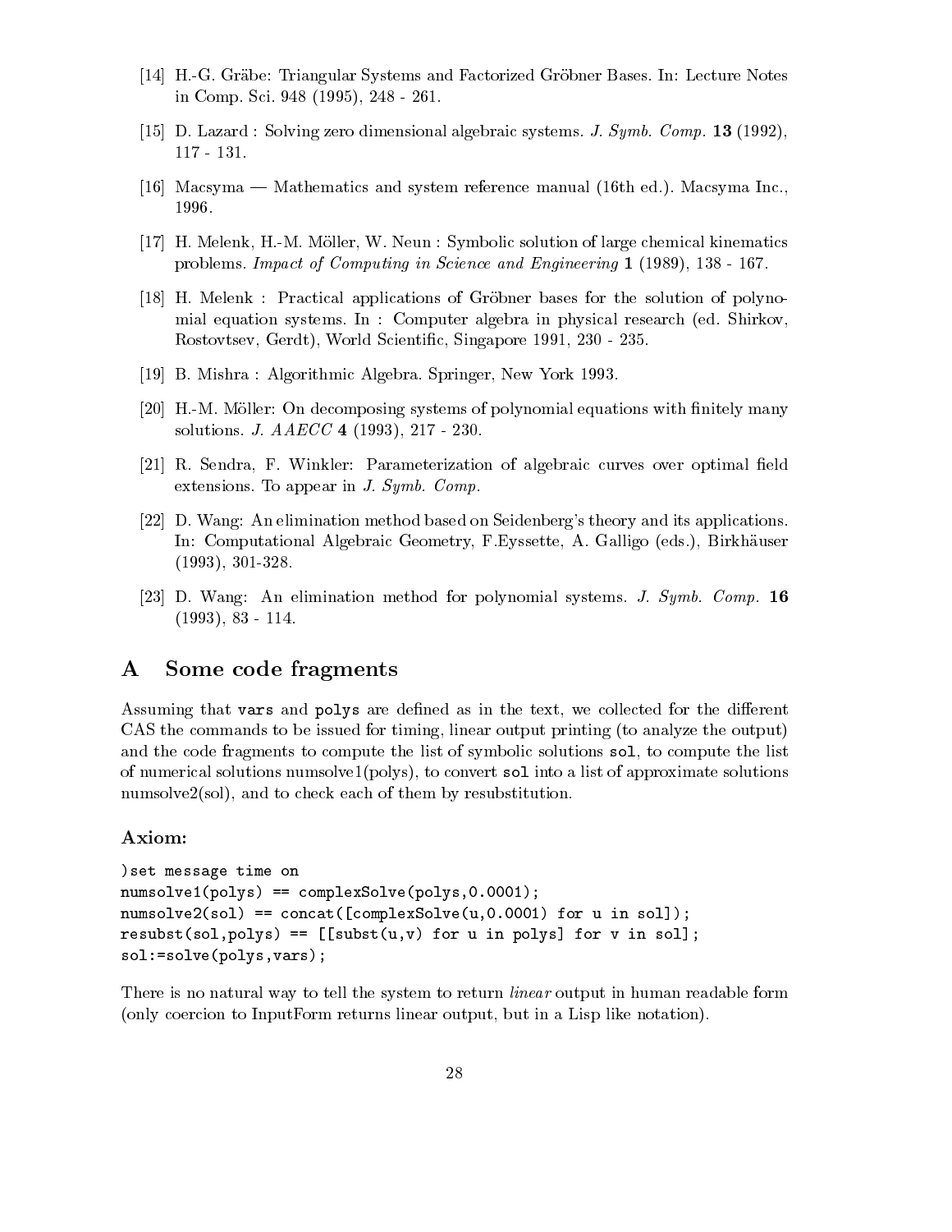[14] H.-G. Gräbe: Triangular Systems and Factorized Gröbner Bases. In: Lecture Notes in Comp. Sci. 948 (1995), 248 - 261.

[15] D. Lazard : Solving zero dimensional algebraic systems. *J. Symb. Comp.* **13** (1992), 117 - 131.

[16] Macsyma — Mathematics and system reference manual (16th ed.). Macsyma Inc., 1996.

[17] H. Melenk, H.-M. Möller, W. Neun : Symbolic solution of large chemical kinematics problems. *Impact of Computing in Science and Engineering* **1** (1989), 138 - 167.

[18] H. Melenk : Practical applications of Gröbner bases for the solution of polynomial equation systems. In : Computer algebra in physical research (ed. Shirkov, Rostovtsev, Gerdt), World Scientific, Singapore 1991, 230 - 235.

[19] B. Mishra : Algorithmic Algebra. Springer, New York 1993.

[20] H.-M. Möller: On decomposing systems of polynomial equations with finitely many solutions. *J. AAECC* **4** (1993), 217 - 230.

[21] R. Sendra, F. Winkler: Parameterization of algebraic curves over optimal field extensions. To appear in *J. Symb. Comp.*

[22] D. Wang: An elimination method based on Seidenberg's theory and its applications. In: Computational Algebraic Geometry, F.Eyssette, A. Galligo (eds.), Birkhäuser (1993), 301-328.

[23] D. Wang: An elimination method for polynomial systems. *J. Symb. Comp.* **16** (1993), 83 - 114.

# A Some code fragments

Assuming that `vars` and `polys` are defined as in the text, we collected for the different CAS the commands to be issued for timing, linear output printing (to analyze the output) and the code fragments to compute the list of symbolic solutions `sol`, to compute the list of numerical solutions numsolve1(polys), to convert `sol` into a list of approximate solutions numsolve2(sol), and to check each of them by resubstitution.

### Axiom:

```
)set message time on
numsolve1(polys) == complexSolve(polys,0.0001);
numsolve2(sol) == concat([complexSolve(u,0.0001) for u in sol]);
resubst(sol,polys) == [[subst(u,v) for u in polys] for v in sol];
sol:=solve(polys,vars);
```

There is no natural way to tell the system to return *linear* output in human readable form (only coercion to InputForm returns linear output, but in a Lisp like notation).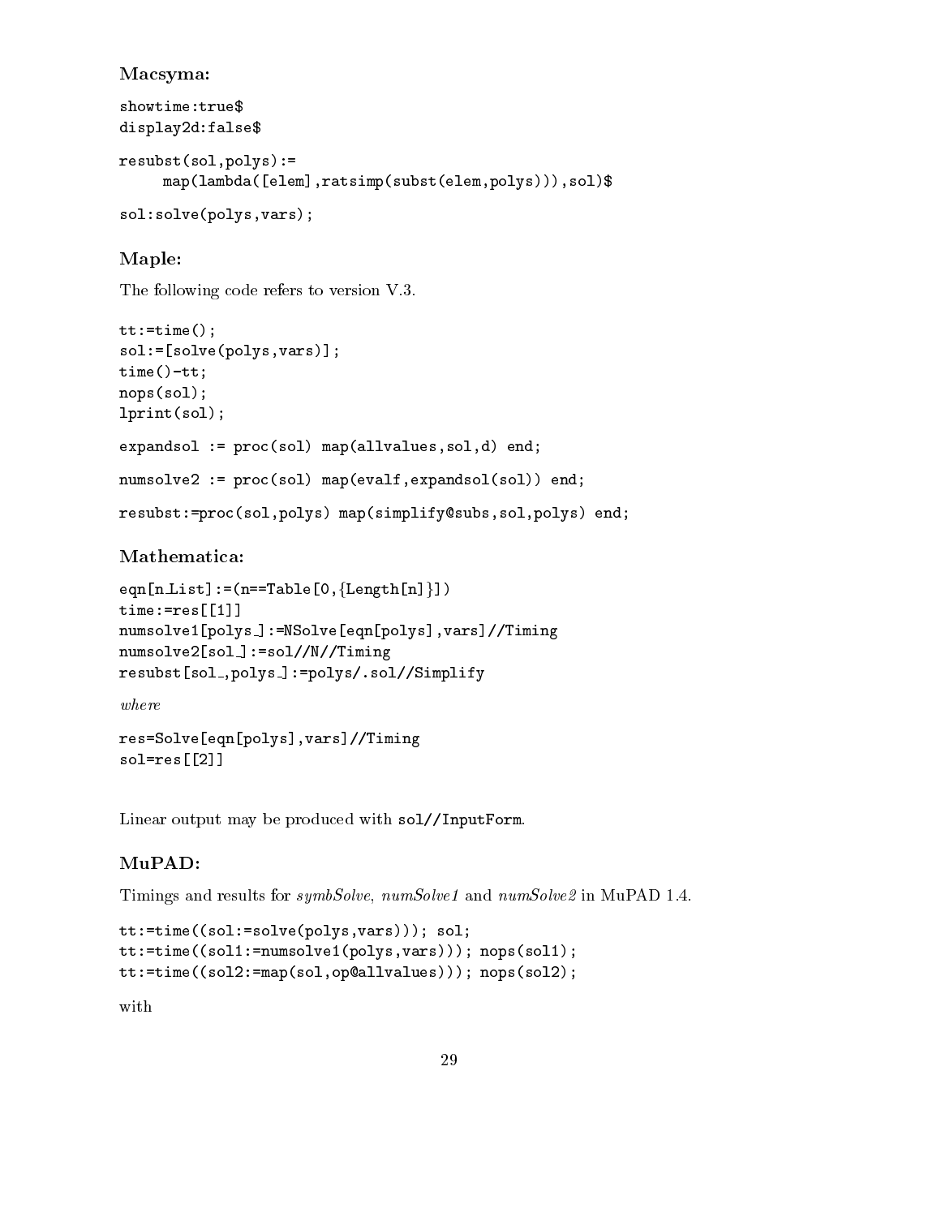### Macsyma:

```
showtime:true$
display2d:false$

resubst(sol,polys):=
     map(lambda([elem],ratsimp(subst(elem,polys))),sol)$

sol:solve(polys,vars);
```

### Maple:

The following code refers to version V.3.

```
tt:=time();
sol:=[solve(polys,vars)];
time()-tt;
nops(sol);
lprint(sol);

expandsol := proc(sol) map(allvalues,sol,d) end;

numsolve2 := proc(sol) map(evalf,expandsol(sol)) end;

resubst:=proc(sol,polys) map(simplify@subs,sol,polys) end;
```

### Mathematica:

```
eqn[n_List]:=(n==Table[0,{Length[n]}])
time:=res[[1]]
numsolve1[polys_]:=NSolve[eqn[polys],vars]//Timing
numsolve2[sol_]:=sol//N//Timing
resubst[sol_,polys_]:=polys/.sol//Simplify
```

*where*

```
res=Solve[eqn[polys],vars]//Timing
sol=res[[2]]
```

Linear output may be produced with `sol//InputForm`.

### MuPAD:

Timings and results for *symbSolve*, *numSolve1* and *numSolve2* in MuPAD 1.4.

```
tt:=time((sol:=solve(polys,vars))); sol;
tt:=time((sol1:=numsolve1(polys,vars))); nops(sol1);
tt:=time((sol2:=map(sol,op@allvalues))); nops(sol2);
```

with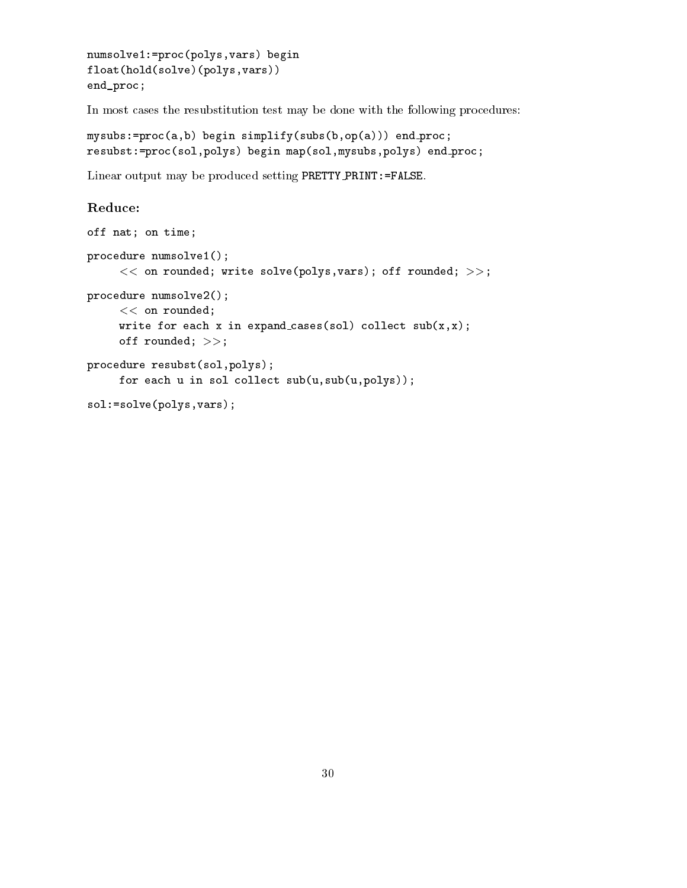```
numsolve1:=proc(polys,vars) begin
float(hold(solve)(polys,vars))
end_proc;
```

In most cases the resubstitution test may be done with the following procedures:

```
mysubs:=proc(a,b) begin simplify(subs(b,op(a))) end_proc;
resubst:=proc(sol,polys) begin map(sol,mysubs,polys) end_proc;
```

Linear output may be produced setting `PRETTY_PRINT:=FALSE`.

### Reduce:

```
off nat; on time;

procedure numsolve1();
     << on rounded; write solve(polys,vars); off rounded; >>;

procedure numsolve2();
     << on rounded;
     write for each x in expand_cases(sol) collect sub(x,x);
     off rounded; >>;

procedure resubst(sol,polys);
     for each u in sol collect sub(u,sub(u,polys));

sol:=solve(polys,vars);
```